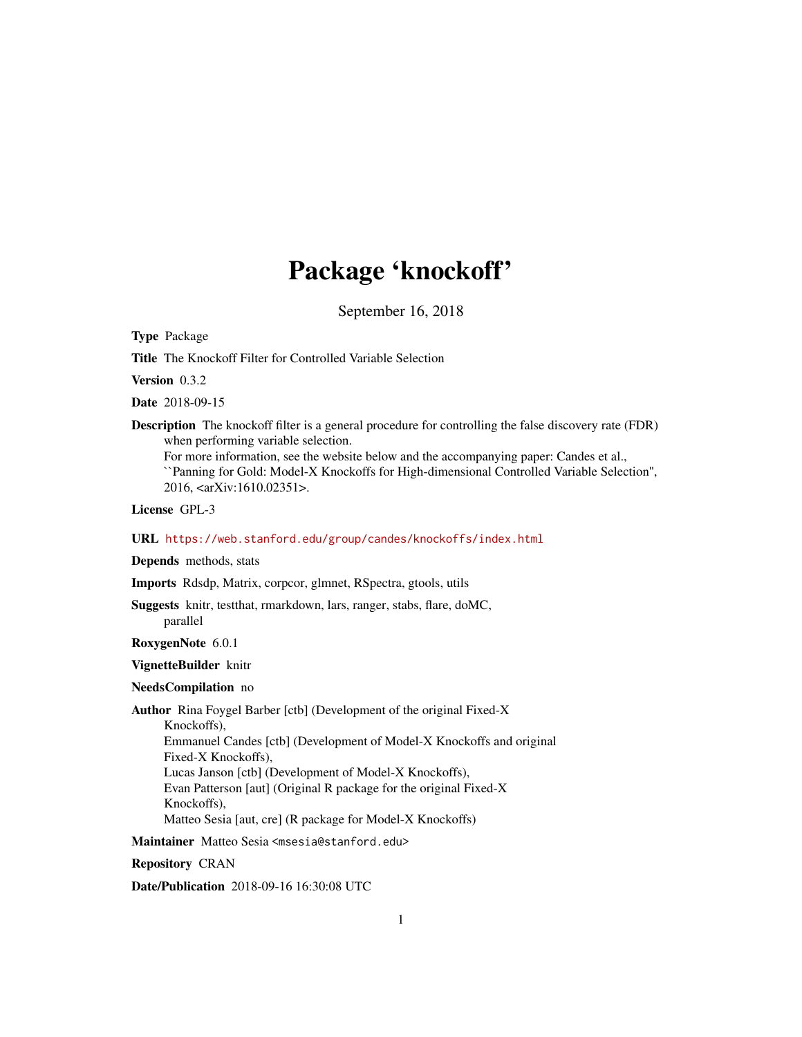# Package 'knockoff'

September 16, 2018

**Type** Package

**Title** The Knockoff Filter for Controlled Variable Selection

**Version** 0.3.2

**Date** 2018-09-15

**Description** The knockoff filter is a general procedure for controlling the false discovery rate (FDR) when performing variable selection.
For more information, see the website below and the accompanying paper: Candes et al., ``Panning for Gold: Model-X Knockoffs for High-dimensional Controlled Variable Selection'', 2016, <arXiv:1610.02351>.

**License** GPL-3

**URL** https://web.stanford.edu/group/candes/knockoffs/index.html

**Depends** methods, stats

**Imports** Rdsdp, Matrix, corpcor, glmnet, RSpectra, gtools, utils

**Suggests** knitr, testthat, rmarkdown, lars, ranger, stabs, flare, doMC, parallel

**RoxygenNote** 6.0.1

**VignetteBuilder** knitr

**NeedsCompilation** no

**Author** Rina Foygel Barber [ctb] (Development of the original Fixed-X Knockoffs),
Emmanuel Candes [ctb] (Development of Model-X Knockoffs and original Fixed-X Knockoffs),
Lucas Janson [ctb] (Development of Model-X Knockoffs),
Evan Patterson [aut] (Original R package for the original Fixed-X Knockoffs),
Matteo Sesia [aut, cre] (R package for Model-X Knockoffs)

**Maintainer** Matteo Sesia <msesia@stanford.edu>

**Repository** CRAN

**Date/Publication** 2018-09-16 16:30:08 UTC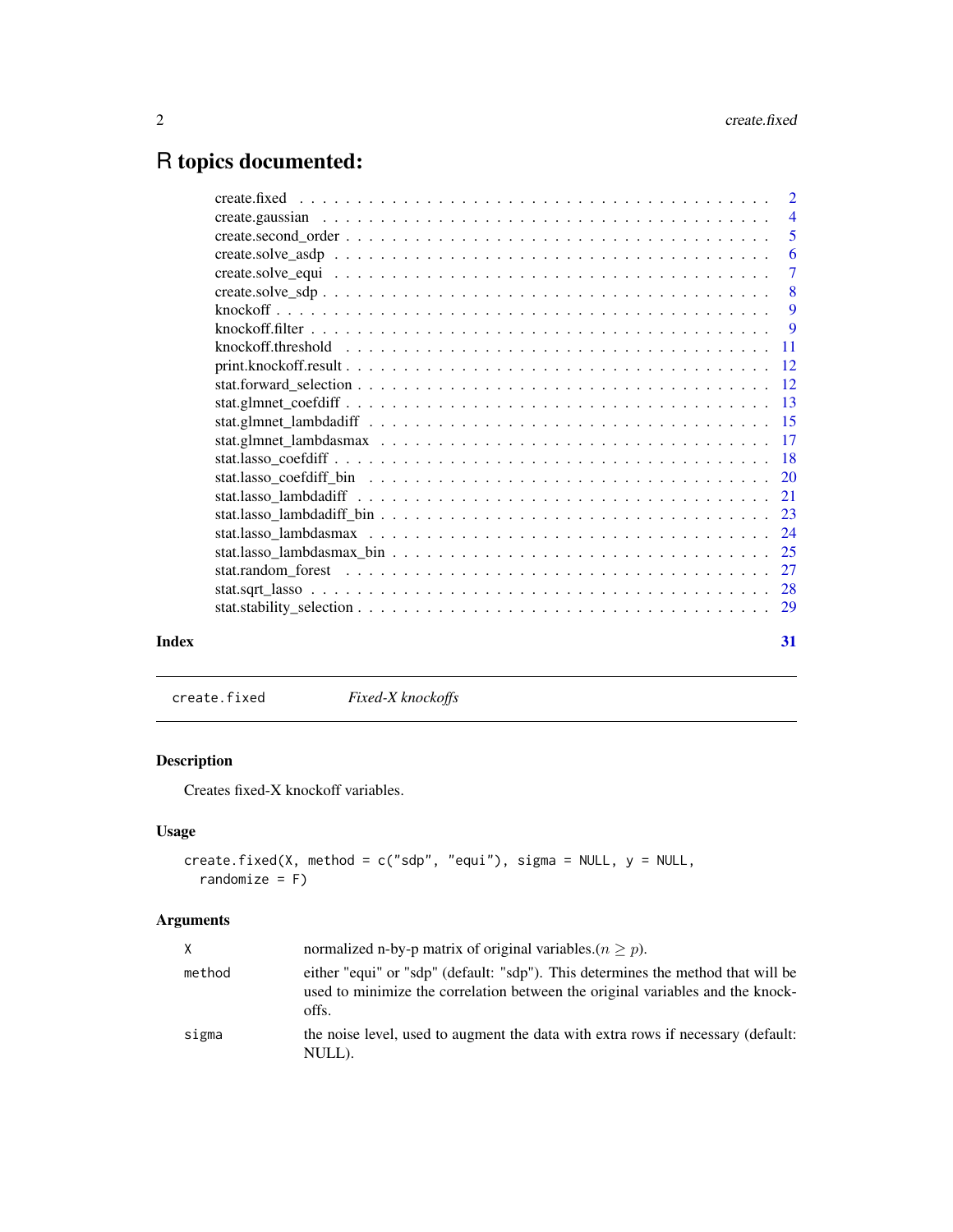# R topics documented:

| | |
|---|---|
| create.fixed | 2 |
| create.gaussian | 4 |
| create.second_order | 5 |
| create.solve_asdp | 6 |
| create.solve_equi | 7 |
| create.solve_sdp | 8 |
| knockoff | 9 |
| knockoff.filter | 9 |
| knockoff.threshold | 11 |
| print.knockoff.result | 12 |
| stat.forward_selection | 12 |
| stat.glmnet_coefdiff | 13 |
| stat.glmnet_lambdadiff | 15 |
| stat.glmnet_lambdasmax | 17 |
| stat.lasso_coefdiff | 18 |
| stat.lasso_coefdiff_bin | 20 |
| stat.lasso_lambdadiff | 21 |
| stat.lasso_lambdadiff_bin | 23 |
| stat.lasso_lambdasmax | 24 |
| stat.lasso_lambdasmax_bin | 25 |
| stat.random_forest | 27 |
| stat.sqrt_lasso | 28 |
| stat.stability_selection | 29 |

**Index** **31**

---

`create.fixed` *Fixed-X knockoffs*

---

## Description

Creates fixed-X knockoff variables.

## Usage

```
create.fixed(X, method = c("sdp", "equi"), sigma = NULL, y = NULL,
  randomize = F)
```

## Arguments

| | |
|---|---|
| X | normalized n-by-p matrix of original variables.($n \geq p$). |
| method | either "equi" or "sdp" (default: "sdp"). This determines the method that will be used to minimize the correlation between the original variables and the knockoffs. |
| sigma | the noise level, used to augment the data with extra rows if necessary (default: NULL). |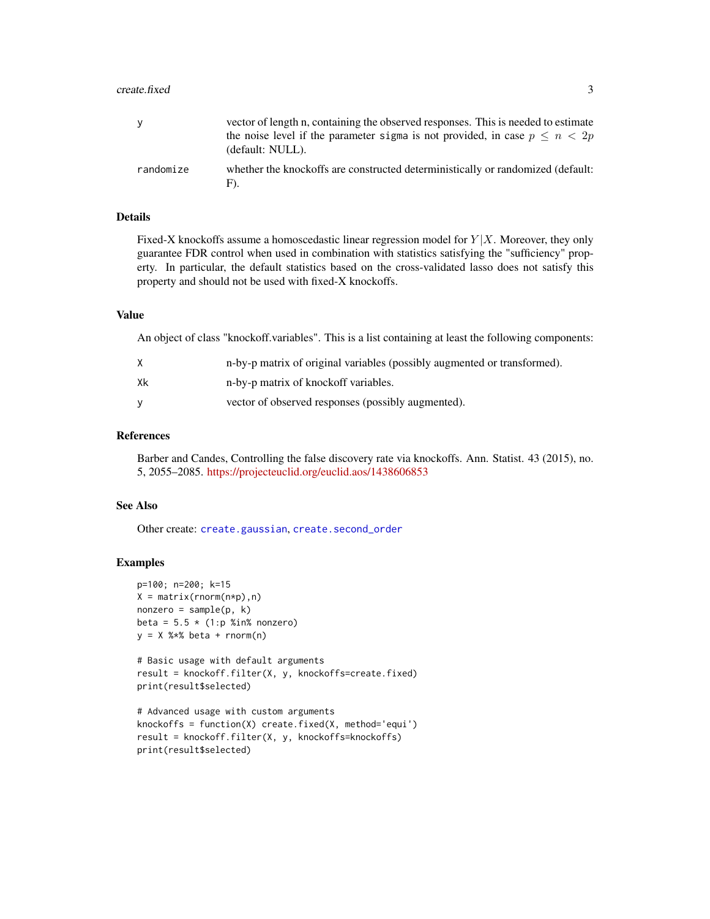| | |
|---|---|
| y | vector of length n, containing the observed responses. This is needed to estimate the noise level if the parameter sigma is not provided, in case $p \leq n < 2p$ (default: NULL). |
| randomize | whether the knockoffs are constructed deterministically or randomized (default: F). |

## Details

Fixed-X knockoffs assume a homoscedastic linear regression model for $Y|X$. Moreover, they only guarantee FDR control when used in combination with statistics satisfying the "sufficiency" property. In particular, the default statistics based on the cross-validated lasso does not satisfy this property and should not be used with fixed-X knockoffs.

## Value

An object of class "knockoff.variables". This is a list containing at least the following components:

| | |
|---|---|
| X | n-by-p matrix of original variables (possibly augmented or transformed). |
| Xk | n-by-p matrix of knockoff variables. |
| y | vector of observed responses (possibly augmented). |

## References

Barber and Candes, Controlling the false discovery rate via knockoffs. Ann. Statist. 43 (2015), no. 5, 2055–2085. https://projecteuclid.org/euclid.aos/1438606853

## See Also

Other create: create.gaussian, create.second_order

## Examples

```
p=100; n=200; k=15
X = matrix(rnorm(n*p),n)
nonzero = sample(p, k)
beta = 5.5 * (1:p %in% nonzero)
y = X %*% beta + rnorm(n)

# Basic usage with default arguments
result = knockoff.filter(X, y, knockoffs=create.fixed)
print(result$selected)

# Advanced usage with custom arguments
knockoffs = function(X) create.fixed(X, method='equi')
result = knockoff.filter(X, y, knockoffs=knockoffs)
print(result$selected)
```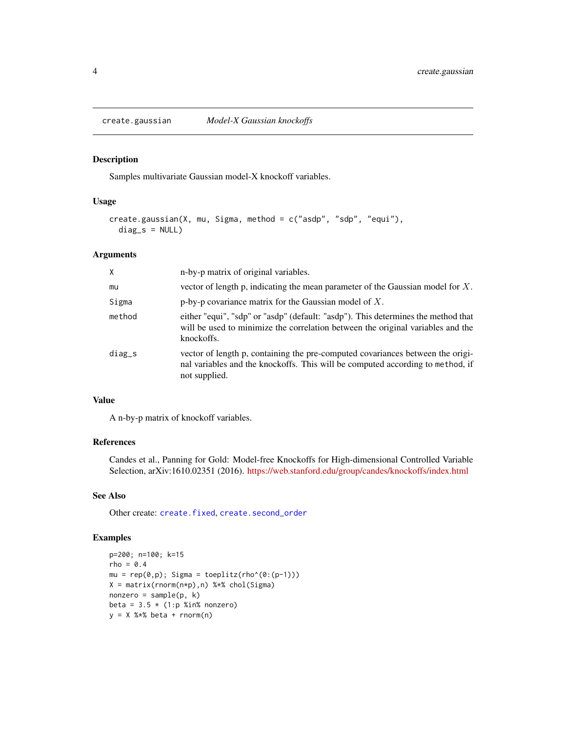## create.gaussian *Model-X Gaussian knockoffs*

### Description

Samples multivariate Gaussian model-X knockoff variables.

### Usage

```
create.gaussian(X, mu, Sigma, method = c("asdp", "sdp", "equi"),
  diag_s = NULL)
```

### Arguments

| | |
|---|---|
| X | n-by-p matrix of original variables. |
| mu | vector of length p, indicating the mean parameter of the Gaussian model for $X$. |
| Sigma | p-by-p covariance matrix for the Gaussian model of $X$. |
| method | either "equi", "sdp" or "asdp" (default: "asdp"). This determines the method that will be used to minimize the correlation between the original variables and the knockoffs. |
| diag_s | vector of length p, containing the pre-computed covariances between the original variables and the knockoffs. This will be computed according to method, if not supplied. |

### Value

A n-by-p matrix of knockoff variables.

### References

Candes et al., Panning for Gold: Model-free Knockoffs for High-dimensional Controlled Variable Selection, arXiv:1610.02351 (2016). https://web.stanford.edu/group/candes/knockoffs/index.html

### See Also

Other create: create.fixed, create.second_order

### Examples

```
p=200; n=100; k=15
rho = 0.4
mu = rep(0,p); Sigma = toeplitz(rho^(0:(p-1)))
X = matrix(rnorm(n*p),n) %*% chol(Sigma)
nonzero = sample(p, k)
beta = 3.5 * (1:p %in% nonzero)
y = X %*% beta + rnorm(n)
```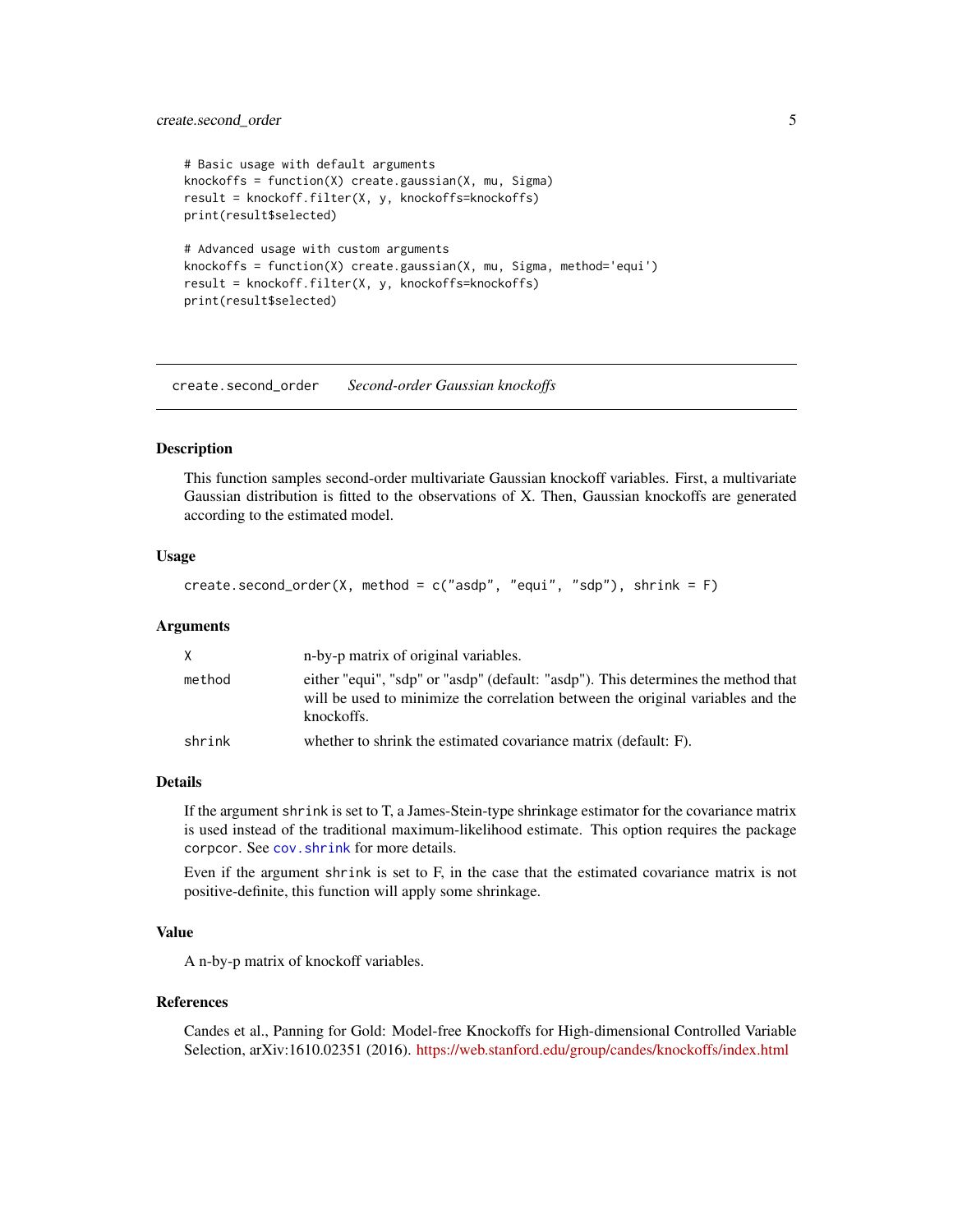```
# Basic usage with default arguments
knockoffs = function(X) create.gaussian(X, mu, Sigma)
result = knockoff.filter(X, y, knockoffs=knockoffs)
print(result$selected)

# Advanced usage with custom arguments
knockoffs = function(X) create.gaussian(X, mu, Sigma, method='equi')
result = knockoff.filter(X, y, knockoffs=knockoffs)
print(result$selected)
```

---

## create.second_order — *Second-order Gaussian knockoffs*

### Description

This function samples second-order multivariate Gaussian knockoff variables. First, a multivariate Gaussian distribution is fitted to the observations of X. Then, Gaussian knockoffs are generated according to the estimated model.

### Usage

```
create.second_order(X, method = c("asdp", "equi", "sdp"), shrink = F)
```

### Arguments

| | |
|---|---|
| `X` | n-by-p matrix of original variables. |
| `method` | either "equi", "sdp" or "asdp" (default: "asdp"). This determines the method that will be used to minimize the correlation between the original variables and the knockoffs. |
| `shrink` | whether to shrink the estimated covariance matrix (default: F). |

### Details

If the argument `shrink` is set to T, a James-Stein-type shrinkage estimator for the covariance matrix is used instead of the traditional maximum-likelihood estimate. This option requires the package `corpcor`. See `cov.shrink` for more details.

Even if the argument `shrink` is set to F, in the case that the estimated covariance matrix is not positive-definite, this function will apply some shrinkage.

### Value

A n-by-p matrix of knockoff variables.

### References

Candes et al., Panning for Gold: Model-free Knockoffs for High-dimensional Controlled Variable Selection, arXiv:1610.02351 (2016). https://web.stanford.edu/group/candes/knockoffs/index.html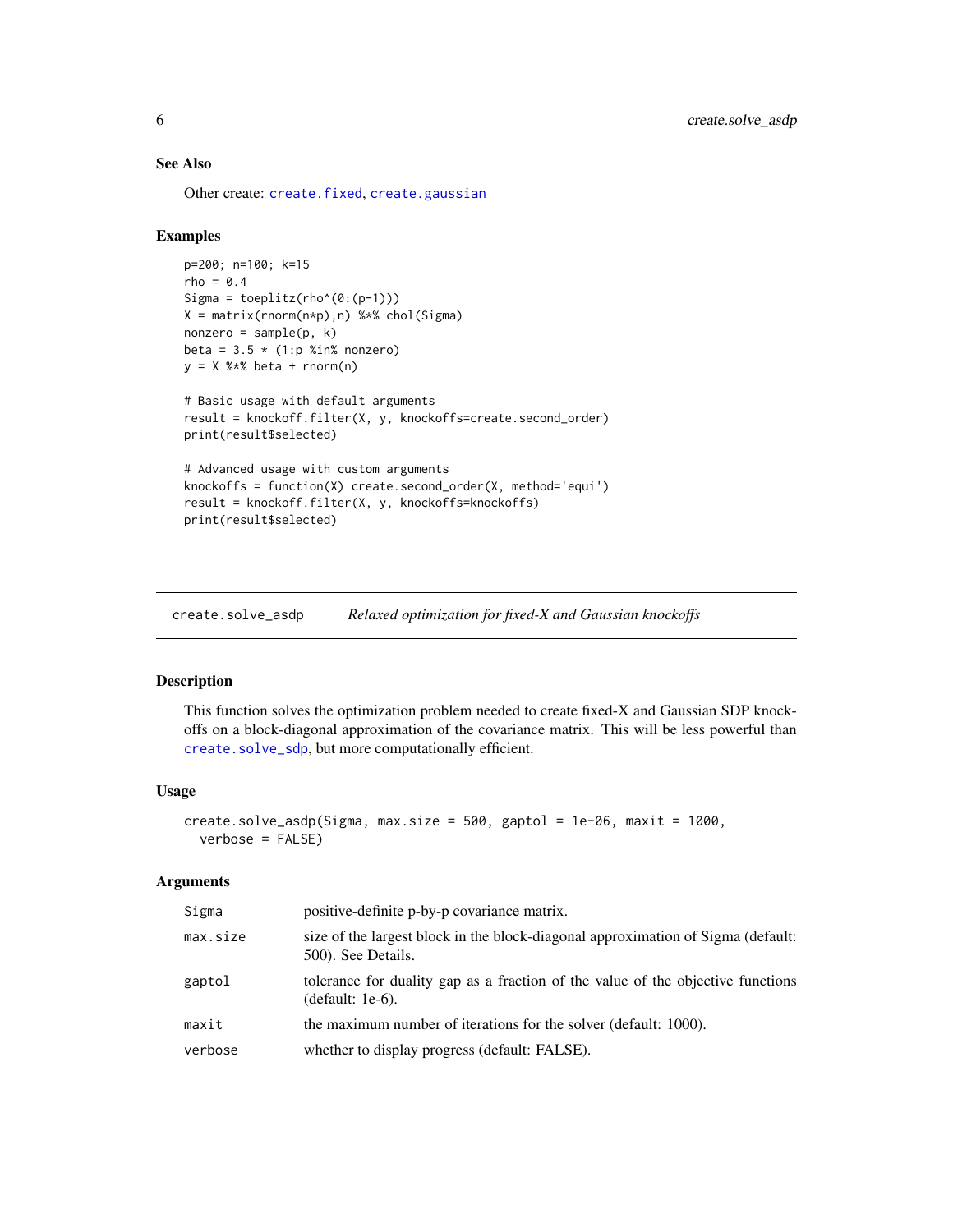### See Also

Other create: `create.fixed`, `create.gaussian`

### Examples

```
p=200; n=100; k=15
rho = 0.4
Sigma = toeplitz(rho^(0:(p-1)))
X = matrix(rnorm(n*p),n) %*% chol(Sigma)
nonzero = sample(p, k)
beta = 3.5 * (1:p %in% nonzero)
y = X %*% beta + rnorm(n)

# Basic usage with default arguments
result = knockoff.filter(X, y, knockoffs=create.second_order)
print(result$selected)

# Advanced usage with custom arguments
knockoffs = function(X) create.second_order(X, method='equi')
result = knockoff.filter(X, y, knockoffs=knockoffs)
print(result$selected)
```

---

## create.solve_asdp — *Relaxed optimization for fixed-X and Gaussian knockoffs*

---

### Description

This function solves the optimization problem needed to create fixed-X and Gaussian SDP knockoffs on a block-diagonal approximation of the covariance matrix. This will be less powerful than `create.solve_sdp`, but more computationally efficient.

### Usage

```
create.solve_asdp(Sigma, max.size = 500, gaptol = 1e-06, maxit = 1000,
  verbose = FALSE)
```

### Arguments

| | |
|---|---|
| `Sigma` | positive-definite p-by-p covariance matrix. |
| `max.size` | size of the largest block in the block-diagonal approximation of Sigma (default: 500). See Details. |
| `gaptol` | tolerance for duality gap as a fraction of the value of the objective functions (default: 1e-6). |
| `maxit` | the maximum number of iterations for the solver (default: 1000). |
| `verbose` | whether to display progress (default: FALSE). |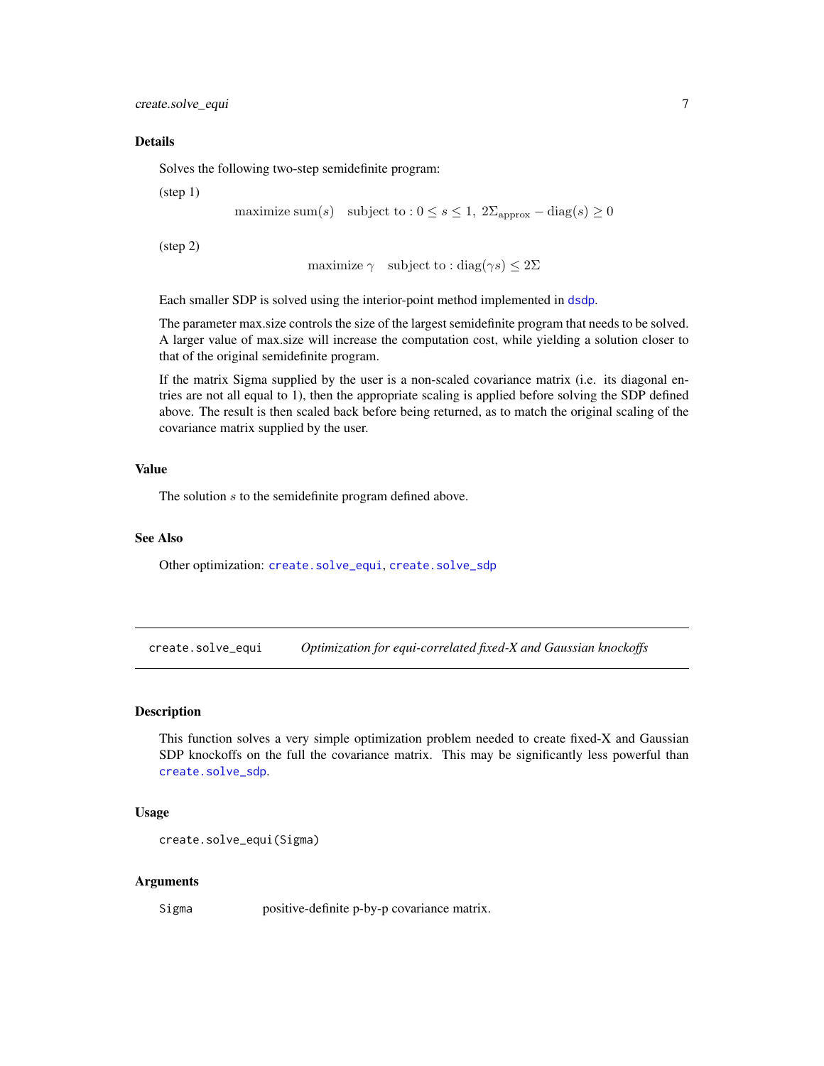### Details

Solves the following two-step semidefinite program:

(step 1)

$$\text{maximize } \text{sum}(s) \quad \text{subject to}: 0 \leq s \leq 1, \; 2\Sigma_{\text{approx}} - \text{diag}(s) \geq 0$$

(step 2)

$$\text{maximize } \gamma \quad \text{subject to}: \text{diag}(\gamma s) \leq 2\Sigma$$

Each smaller SDP is solved using the interior-point method implemented in dsdp.

The parameter max.size controls the size of the largest semidefinite program that needs to be solved. A larger value of max.size will increase the computation cost, while yielding a solution closer to that of the original semidefinite program.

If the matrix Sigma supplied by the user is a non-scaled covariance matrix (i.e. its diagonal entries are not all equal to 1), then the appropriate scaling is applied before solving the SDP defined above. The result is then scaled back before being returned, as to match the original scaling of the covariance matrix supplied by the user.

### Value

The solution $s$ to the semidefinite program defined above.

### See Also

Other optimization: create.solve_equi, create.solve_sdp

---

## create.solve_equi — *Optimization for equi-correlated fixed-X and Gaussian knockoffs*

### Description

This function solves a very simple optimization problem needed to create fixed-X and Gaussian SDP knockoffs on the full the covariance matrix. This may be significantly less powerful than create.solve_sdp.

### Usage

```
create.solve_equi(Sigma)
```

### Arguments

| | |
|---|---|
| Sigma | positive-definite p-by-p covariance matrix. |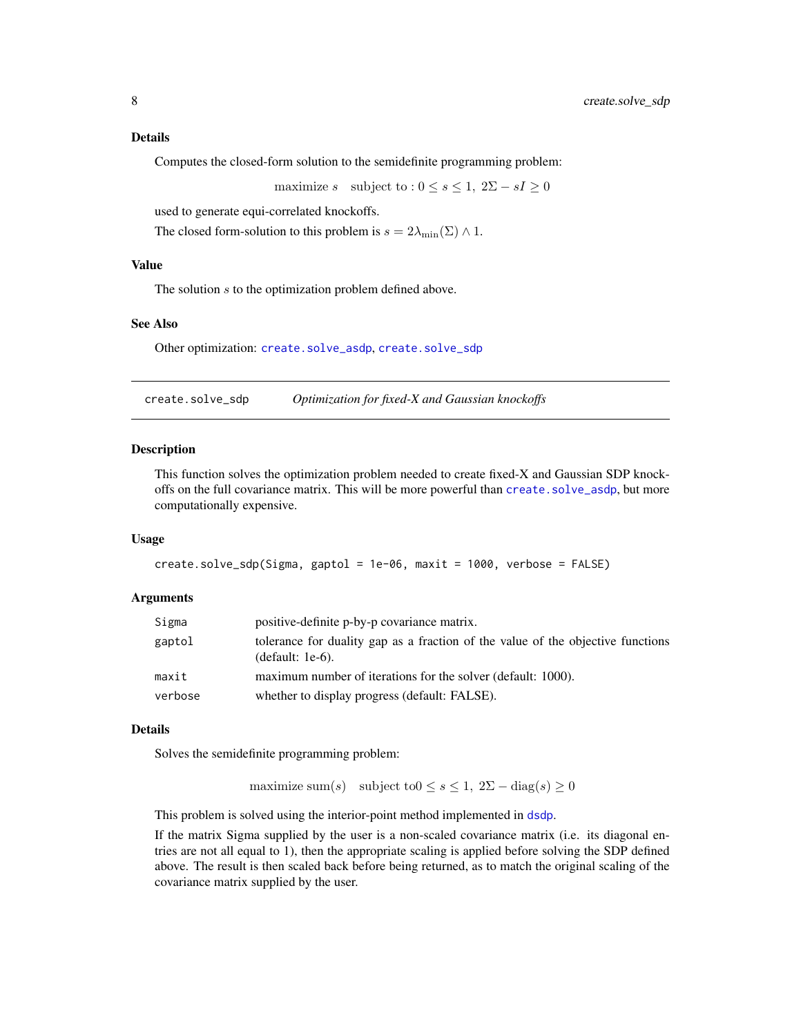### Details

Computes the closed-form solution to the semidefinite programming problem:

$$\text{maximize } s \quad \text{subject to} : 0 \leq s \leq 1,\ 2\Sigma - sI \geq 0$$

used to generate equi-correlated knockoffs.

The closed form-solution to this problem is $s = 2\lambda_{\min}(\Sigma) \wedge 1$.

### Value

The solution $s$ to the optimization problem defined above.

### See Also

Other optimization: create.solve_asdp, create.solve_sdp

---

## create.solve_sdp *Optimization for fixed-X and Gaussian knockoffs*

### Description

This function solves the optimization problem needed to create fixed-X and Gaussian SDP knockoffs on the full covariance matrix. This will be more powerful than create.solve_asdp, but more computationally expensive.

### Usage

```
create.solve_sdp(Sigma, gaptol = 1e-06, maxit = 1000, verbose = FALSE)
```

### Arguments

| | |
|---|---|
| Sigma | positive-definite p-by-p covariance matrix. |
| gaptol | tolerance for duality gap as a fraction of the value of the objective functions (default: 1e-6). |
| maxit | maximum number of iterations for the solver (default: 1000). |
| verbose | whether to display progress (default: FALSE). |

### Details

Solves the semidefinite programming problem:

$$\text{maximize } \text{sum}(s) \quad \text{subject to} 0 \leq s \leq 1,\ 2\Sigma - \text{diag}(s) \geq 0$$

This problem is solved using the interior-point method implemented in dsdp.

If the matrix Sigma supplied by the user is a non-scaled covariance matrix (i.e. its diagonal entries are not all equal to 1), then the appropriate scaling is applied before solving the SDP defined above. The result is then scaled back before being returned, as to match the original scaling of the covariance matrix supplied by the user.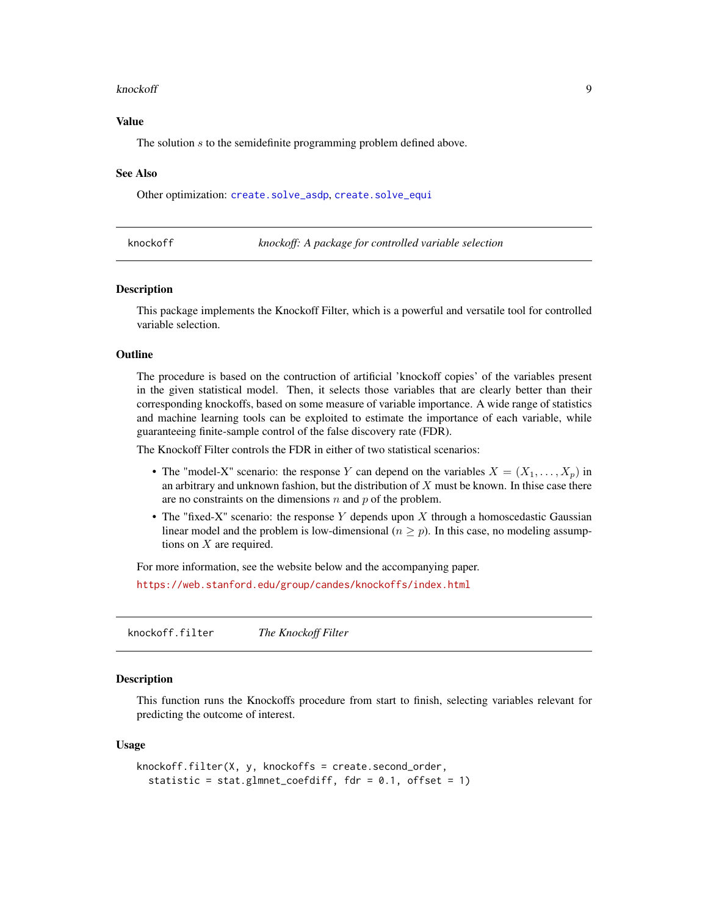### Value

The solution $s$ to the semidefinite programming problem defined above.

### See Also

Other optimization: create.solve_asdp, create.solve_equi

---

## knockoff — *knockoff: A package for controlled variable selection*

### Description

This package implements the Knockoff Filter, which is a powerful and versatile tool for controlled variable selection.

### Outline

The procedure is based on the contruction of artificial 'knockoff copies' of the variables present in the given statistical model. Then, it selects those variables that are clearly better than their corresponding knockoffs, based on some measure of variable importance. A wide range of statistics and machine learning tools can be exploited to estimate the importance of each variable, while guaranteeing finite-sample control of the false discovery rate (FDR).

The Knockoff Filter controls the FDR in either of two statistical scenarios:

- The "model-X" scenario: the response $Y$ can depend on the variables $X = (X_1, \ldots, X_p)$ in an arbitrary and unknown fashion, but the distribution of $X$ must be known. In thise case there are no constraints on the dimensions $n$ and $p$ of the problem.
- The "fixed-X" scenario: the response $Y$ depends upon $X$ through a homoscedastic Gaussian linear model and the problem is low-dimensional ($n \geq p$). In this case, no modeling assumptions on $X$ are required.

For more information, see the website below and the accompanying paper.

https://web.stanford.edu/group/candes/knockoffs/index.html

---

## knockoff.filter — *The Knockoff Filter*

### Description

This function runs the Knockoffs procedure from start to finish, selecting variables relevant for predicting the outcome of interest.

### Usage

```
knockoff.filter(X, y, knockoffs = create.second_order,
  statistic = stat.glmnet_coefdiff, fdr = 0.1, offset = 1)
```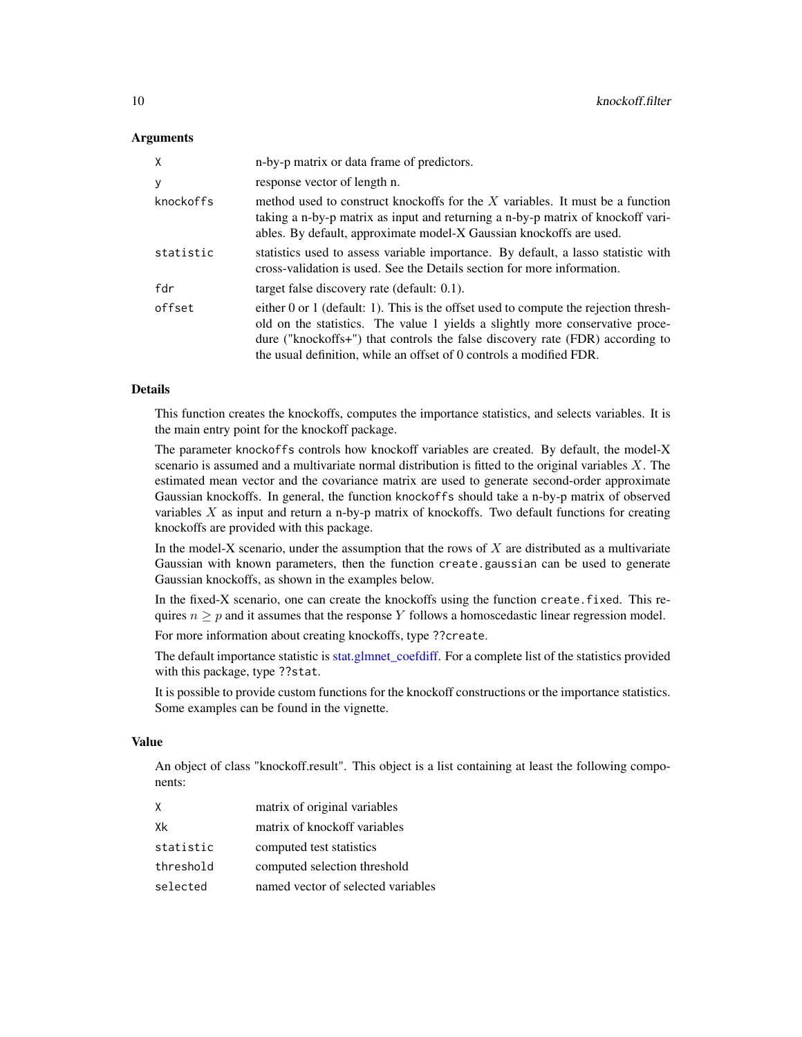### Arguments

| | |
|---|---|
| `X` | n-by-p matrix or data frame of predictors. |
| `y` | response vector of length n. |
| `knockoffs` | method used to construct knockoffs for the $X$ variables. It must be a function taking a n-by-p matrix as input and returning a n-by-p matrix of knockoff variables. By default, approximate model-X Gaussian knockoffs are used. |
| `statistic` | statistics used to assess variable importance. By default, a lasso statistic with cross-validation is used. See the Details section for more information. |
| `fdr` | target false discovery rate (default: 0.1). |
| `offset` | either 0 or 1 (default: 1). This is the offset used to compute the rejection threshold on the statistics. The value 1 yields a slightly more conservative procedure ("knockoffs+") that controls the false discovery rate (FDR) according to the usual definition, while an offset of 0 controls a modified FDR. |

### Details

This function creates the knockoffs, computes the importance statistics, and selects variables. It is the main entry point for the knockoff package.

The parameter `knockoffs` controls how knockoff variables are created. By default, the model-X scenario is assumed and a multivariate normal distribution is fitted to the original variables $X$. The estimated mean vector and the covariance matrix are used to generate second-order approximate Gaussian knockoffs. In general, the function `knockoffs` should take a n-by-p matrix of observed variables $X$ as input and return a n-by-p matrix of knockoffs. Two default functions for creating knockoffs are provided with this package.

In the model-X scenario, under the assumption that the rows of $X$ are distributed as a multivariate Gaussian with known parameters, then the function `create.gaussian` can be used to generate Gaussian knockoffs, as shown in the examples below.

In the fixed-X scenario, one can create the knockoffs using the function `create.fixed`. This requires $n \geq p$ and it assumes that the response $Y$ follows a homoscedastic linear regression model.

For more information about creating knockoffs, type `??create`.

The default importance statistic is stat.glmnet_coefdiff. For a complete list of the statistics provided with this package, type `??stat`.

It is possible to provide custom functions for the knockoff constructions or the importance statistics. Some examples can be found in the vignette.

### Value

An object of class "knockoff.result". This object is a list containing at least the following components:

| | |
|---|---|
| `X` | matrix of original variables |
| `Xk` | matrix of knockoff variables |
| `statistic` | computed test statistics |
| `threshold` | computed selection threshold |
| `selected` | named vector of selected variables |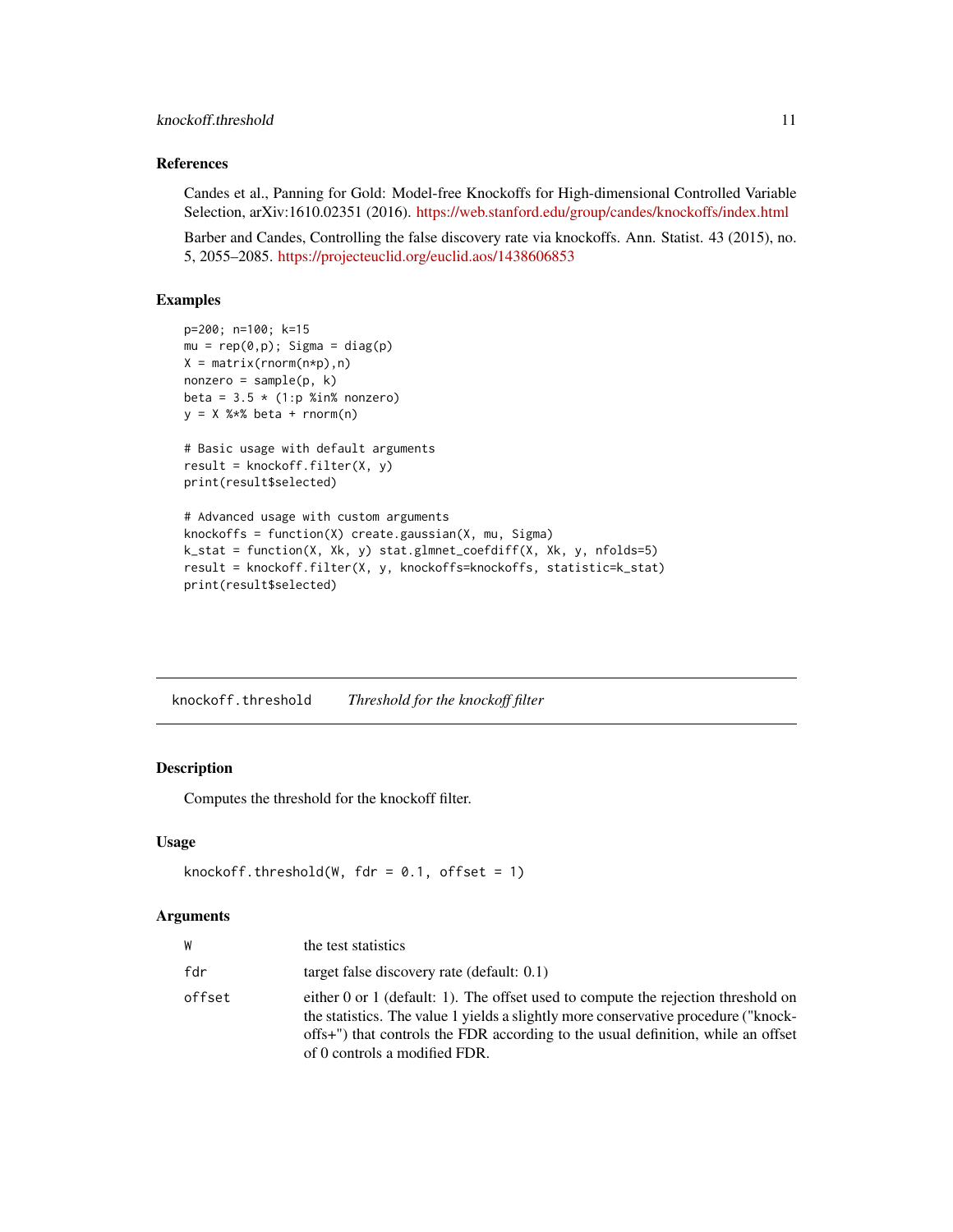## References

Candes et al., Panning for Gold: Model-free Knockoffs for High-dimensional Controlled Variable Selection, arXiv:1610.02351 (2016). https://web.stanford.edu/group/candes/knockoffs/index.html

Barber and Candes, Controlling the false discovery rate via knockoffs. Ann. Statist. 43 (2015), no. 5, 2055–2085. https://projecteuclid.org/euclid.aos/1438606853

## Examples

```
p=200; n=100; k=15
mu = rep(0,p); Sigma = diag(p)
X = matrix(rnorm(n*p),n)
nonzero = sample(p, k)
beta = 3.5 * (1:p %in% nonzero)
y = X %*% beta + rnorm(n)

# Basic usage with default arguments
result = knockoff.filter(X, y)
print(result$selected)

# Advanced usage with custom arguments
knockoffs = function(X) create.gaussian(X, mu, Sigma)
k_stat = function(X, Xk, y) stat.glmnet_coefdiff(X, Xk, y, nfolds=5)
result = knockoff.filter(X, y, knockoffs=knockoffs, statistic=k_stat)
print(result$selected)
```

---

# knockoff.threshold — *Threshold for the knockoff filter*

## Description

Computes the threshold for the knockoff filter.

## Usage

```
knockoff.threshold(W, fdr = 0.1, offset = 1)
```

## Arguments

| | |
|---|---|
| W | the test statistics |
| fdr | target false discovery rate (default: 0.1) |
| offset | either 0 or 1 (default: 1). The offset used to compute the rejection threshold on the statistics. The value 1 yields a slightly more conservative procedure ("knockoffs+") that controls the FDR according to the usual definition, while an offset of 0 controls a modified FDR. |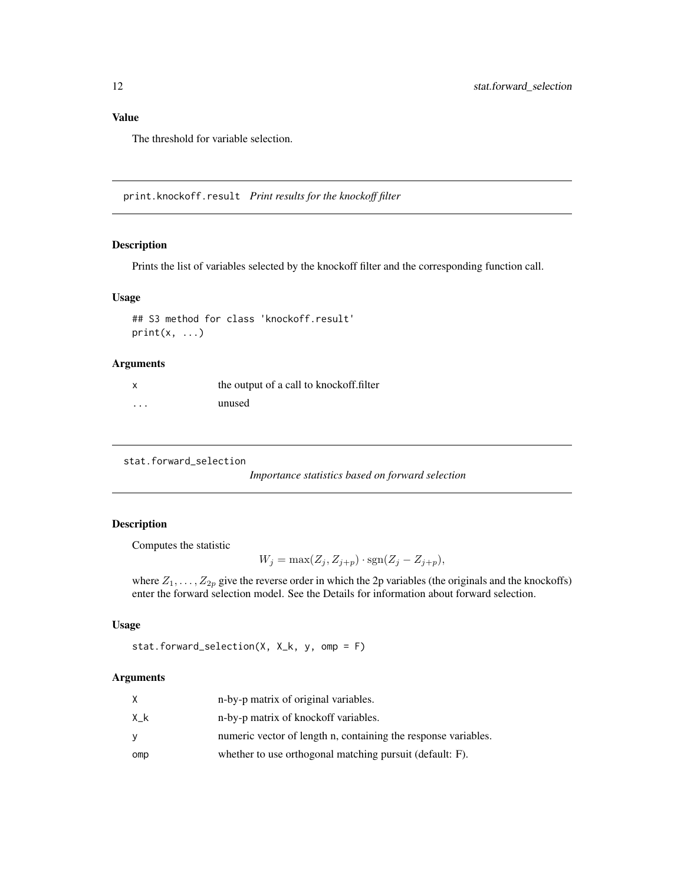## Value

The threshold for variable selection.

---

## print.knockoff.result *Print results for the knockoff filter*

### Description

Prints the list of variables selected by the knockoff filter and the corresponding function call.

### Usage

```
## S3 method for class 'knockoff.result'
print(x, ...)
```

### Arguments

| | |
|---|---|
| x | the output of a call to knockoff.filter |
| ... | unused |

---

## stat.forward_selection *Importance statistics based on forward selection*

### Description

Computes the statistic

$$W_j = \max(Z_j, Z_{j+p}) \cdot \mathrm{sgn}(Z_j - Z_{j+p}),$$

where $Z_1, \ldots, Z_{2p}$ give the reverse order in which the 2p variables (the originals and the knockoffs) enter the forward selection model. See the Details for information about forward selection.

### Usage

```
stat.forward_selection(X, X_k, y, omp = F)
```

### Arguments

| | |
|---|---|
| X | n-by-p matrix of original variables. |
| X_k | n-by-p matrix of knockoff variables. |
| y | numeric vector of length n, containing the response variables. |
| omp | whether to use orthogonal matching pursuit (default: F). |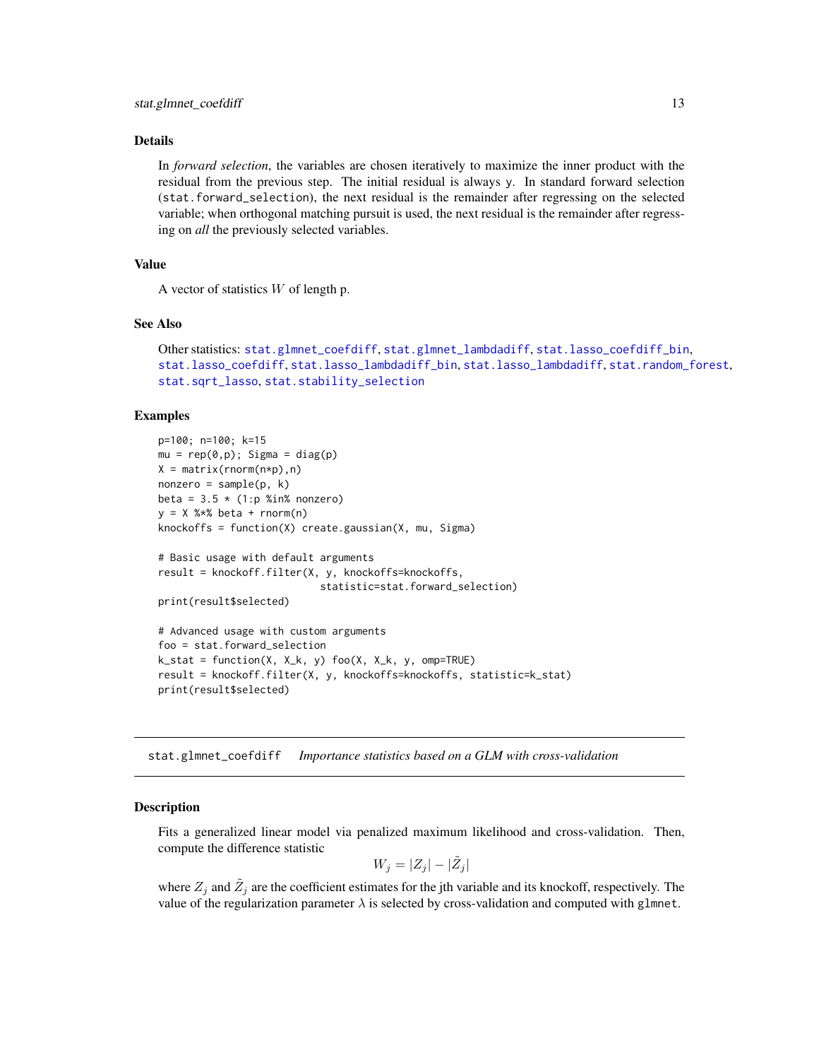### Details

In *forward selection*, the variables are chosen iteratively to maximize the inner product with the residual from the previous step. The initial residual is always y. In standard forward selection (stat.forward_selection), the next residual is the remainder after regressing on the selected variable; when orthogonal matching pursuit is used, the next residual is the remainder after regressing on *all* the previously selected variables.

### Value

A vector of statistics $W$ of length p.

### See Also

Other statistics: stat.glmnet_coefdiff, stat.glmnet_lambdadiff, stat.lasso_coefdiff_bin, stat.lasso_coefdiff, stat.lasso_lambdadiff_bin, stat.lasso_lambdadiff, stat.random_forest, stat.sqrt_lasso, stat.stability_selection

### Examples

```
p=100; n=100; k=15
mu = rep(0,p); Sigma = diag(p)
X = matrix(rnorm(n*p),n)
nonzero = sample(p, k)
beta = 3.5 * (1:p %in% nonzero)
y = X %*% beta + rnorm(n)
knockoffs = function(X) create.gaussian(X, mu, Sigma)

# Basic usage with default arguments
result = knockoff.filter(X, y, knockoffs=knockoffs,
                         statistic=stat.forward_selection)
print(result$selected)

# Advanced usage with custom arguments
foo = stat.forward_selection
k_stat = function(X, X_k, y) foo(X, X_k, y, omp=TRUE)
result = knockoff.filter(X, y, knockoffs=knockoffs, statistic=k_stat)
print(result$selected)
```

---

## stat.glmnet_coefdiff    *Importance statistics based on a GLM with cross-validation*

### Description

Fits a generalized linear model via penalized maximum likelihood and cross-validation. Then, compute the difference statistic

$$W_j = |Z_j| - |\tilde{Z}_j|$$

where $Z_j$ and $\tilde{Z}_j$ are the coefficient estimates for the jth variable and its knockoff, respectively. The value of the regularization parameter $\lambda$ is selected by cross-validation and computed with glmnet.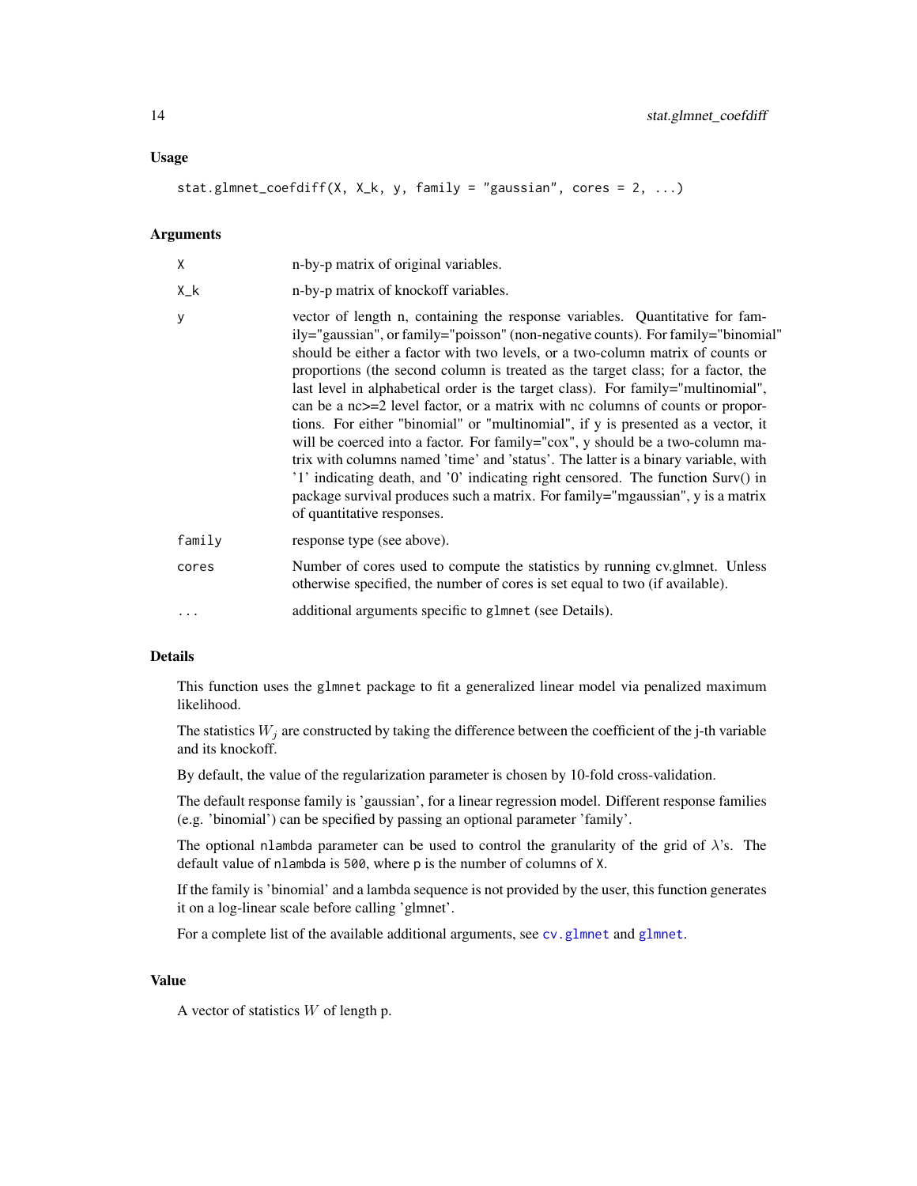## Usage

```
stat.glmnet_coefdiff(X, X_k, y, family = "gaussian", cores = 2, ...)
```

## Arguments

| | |
|---|---|
| X | n-by-p matrix of original variables. |
| X_k | n-by-p matrix of knockoff variables. |
| y | vector of length n, containing the response variables. Quantitative for family="gaussian", or family="poisson" (non-negative counts). For family="binomial" should be either a factor with two levels, or a two-column matrix of counts or proportions (the second column is treated as the target class; for a factor, the last level in alphabetical order is the target class). For family="multinomial", can be a nc>=2 level factor, or a matrix with nc columns of counts or proportions. For either "binomial" or "multinomial", if y is presented as a vector, it will be coerced into a factor. For family="cox", y should be a two-column matrix with columns named 'time' and 'status'. The latter is a binary variable, with '1' indicating death, and '0' indicating right censored. The function Surv() in package survival produces such a matrix. For family="mgaussian", y is a matrix of quantitative responses. |
| family | response type (see above). |
| cores | Number of cores used to compute the statistics by running cv.glmnet. Unless otherwise specified, the number of cores is set equal to two (if available). |
| ... | additional arguments specific to `glmnet` (see Details). |

## Details

This function uses the `glmnet` package to fit a generalized linear model via penalized maximum likelihood.

The statistics $W_j$ are constructed by taking the difference between the coefficient of the j-th variable and its knockoff.

By default, the value of the regularization parameter is chosen by 10-fold cross-validation.

The default response family is 'gaussian', for a linear regression model. Different response families (e.g. 'binomial') can be specified by passing an optional parameter 'family'.

The optional `nlambda` parameter can be used to control the granularity of the grid of $\lambda$'s. The default value of `nlambda` is `500`, where `p` is the number of columns of `X`.

If the family is 'binomial' and a lambda sequence is not provided by the user, this function generates it on a log-linear scale before calling 'glmnet'.

For a complete list of the available additional arguments, see `cv.glmnet` and `glmnet`.

## Value

A vector of statistics $W$ of length p.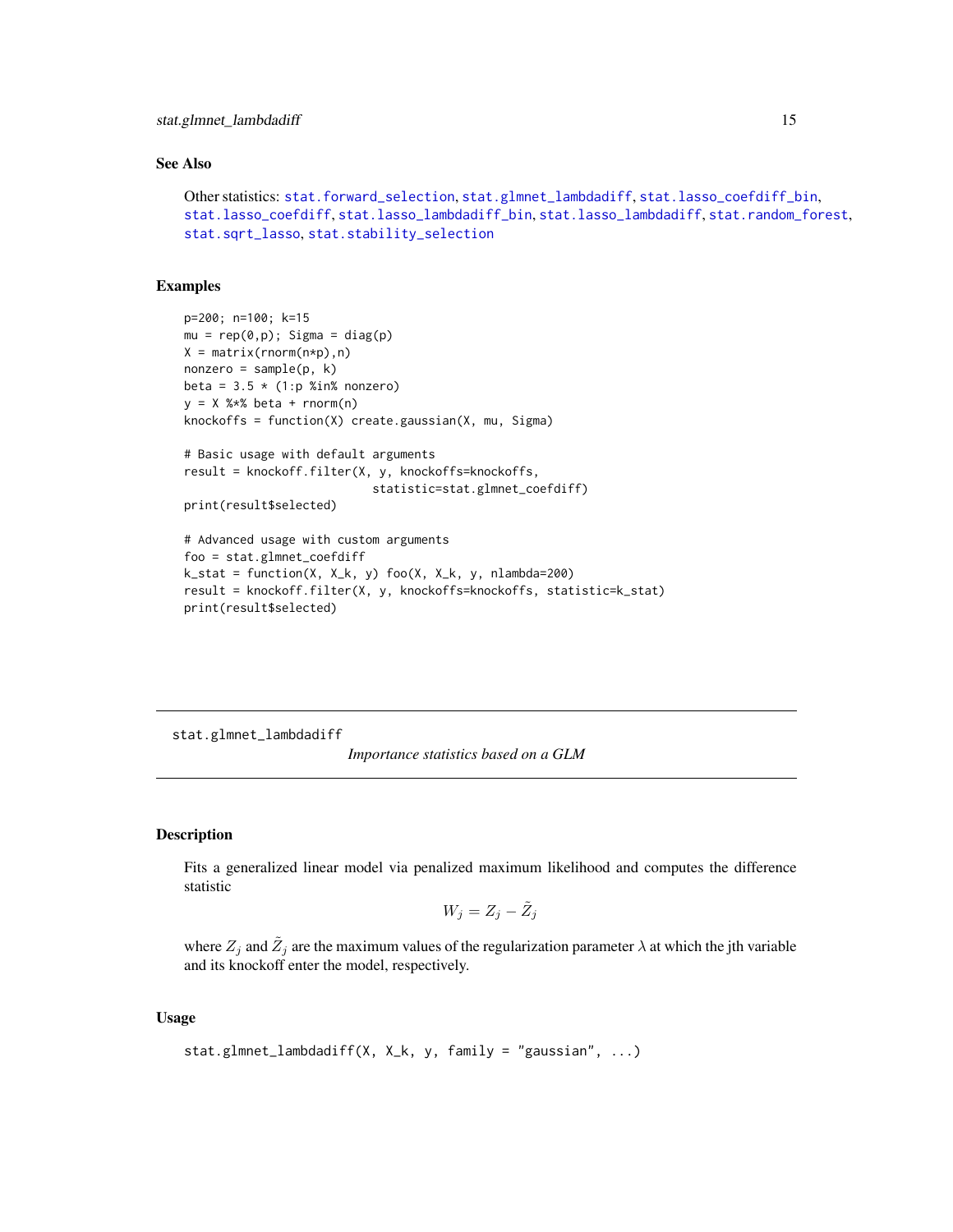## See Also

Other statistics: stat.forward_selection, stat.glmnet_lambdadiff, stat.lasso_coefdiff_bin, stat.lasso_coefdiff, stat.lasso_lambdadiff_bin, stat.lasso_lambdadiff, stat.random_forest, stat.sqrt_lasso, stat.stability_selection

## Examples

```
p=200; n=100; k=15
mu = rep(0,p); Sigma = diag(p)
X = matrix(rnorm(n*p),n)
nonzero = sample(p, k)
beta = 3.5 * (1:p %in% nonzero)
y = X %*% beta + rnorm(n)
knockoffs = function(X) create.gaussian(X, mu, Sigma)

# Basic usage with default arguments
result = knockoff.filter(X, y, knockoffs=knockoffs,
                           statistic=stat.glmnet_coefdiff)
print(result$selected)

# Advanced usage with custom arguments
foo = stat.glmnet_coefdiff
k_stat = function(X, X_k, y) foo(X, X_k, y, nlambda=200)
result = knockoff.filter(X, y, knockoffs=knockoffs, statistic=k_stat)
print(result$selected)
```

---

# stat.glmnet_lambdadiff

*Importance statistics based on a GLM*

## Description

Fits a generalized linear model via penalized maximum likelihood and computes the difference statistic

$$W_j = Z_j - \tilde{Z}_j$$

where $Z_j$ and $\tilde{Z}_j$ are the maximum values of the regularization parameter $\lambda$ at which the jth variable and its knockoff enter the model, respectively.

## Usage

```
stat.glmnet_lambdadiff(X, X_k, y, family = "gaussian", ...)
```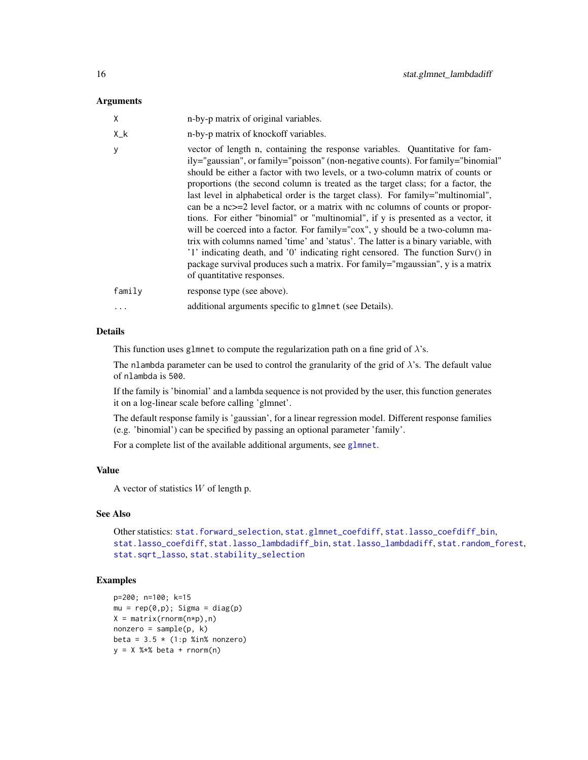### Arguments

| | |
|---|---|
| `X` | n-by-p matrix of original variables. |
| `X_k` | n-by-p matrix of knockoff variables. |
| `y` | vector of length n, containing the response variables. Quantitative for family="gaussian", or family="poisson" (non-negative counts). For family="binomial" should be either a factor with two levels, or a two-column matrix of counts or proportions (the second column is treated as the target class; for a factor, the last level in alphabetical order is the target class). For family="multinomial", can be a nc>=2 level factor, or a matrix with nc columns of counts or proportions. For either "binomial" or "multinomial", if y is presented as a vector, it will be coerced into a factor. For family="cox", y should be a two-column matrix with columns named 'time' and 'status'. The latter is a binary variable, with '1' indicating death, and '0' indicating right censored. The function Surv() in package survival produces such a matrix. For family="mgaussian", y is a matrix of quantitative responses. |
| `family` | response type (see above). |
| `...` | additional arguments specific to `glmnet` (see Details). |

### Details

This function uses `glmnet` to compute the regularization path on a fine grid of $\lambda$'s.

The `nlambda` parameter can be used to control the granularity of the grid of $\lambda$'s. The default value of `nlambda` is `500`.

If the family is 'binomial' and a lambda sequence is not provided by the user, this function generates it on a log-linear scale before calling 'glmnet'.

The default response family is 'gaussian', for a linear regression model. Different response families (e.g. 'binomial') can be specified by passing an optional parameter 'family'.

For a complete list of the available additional arguments, see `glmnet`.

### Value

A vector of statistics $W$ of length p.

### See Also

Other statistics: `stat.forward_selection`, `stat.glmnet_coefdiff`, `stat.lasso_coefdiff_bin`, `stat.lasso_coefdiff`, `stat.lasso_lambdadiff_bin`, `stat.lasso_lambdadiff`, `stat.random_forest`, `stat.sqrt_lasso`, `stat.stability_selection`

### Examples

```
p=200; n=100; k=15
mu = rep(0,p); Sigma = diag(p)
X = matrix(rnorm(n*p),n)
nonzero = sample(p, k)
beta = 3.5 * (1:p %in% nonzero)
y = X %*% beta + rnorm(n)
```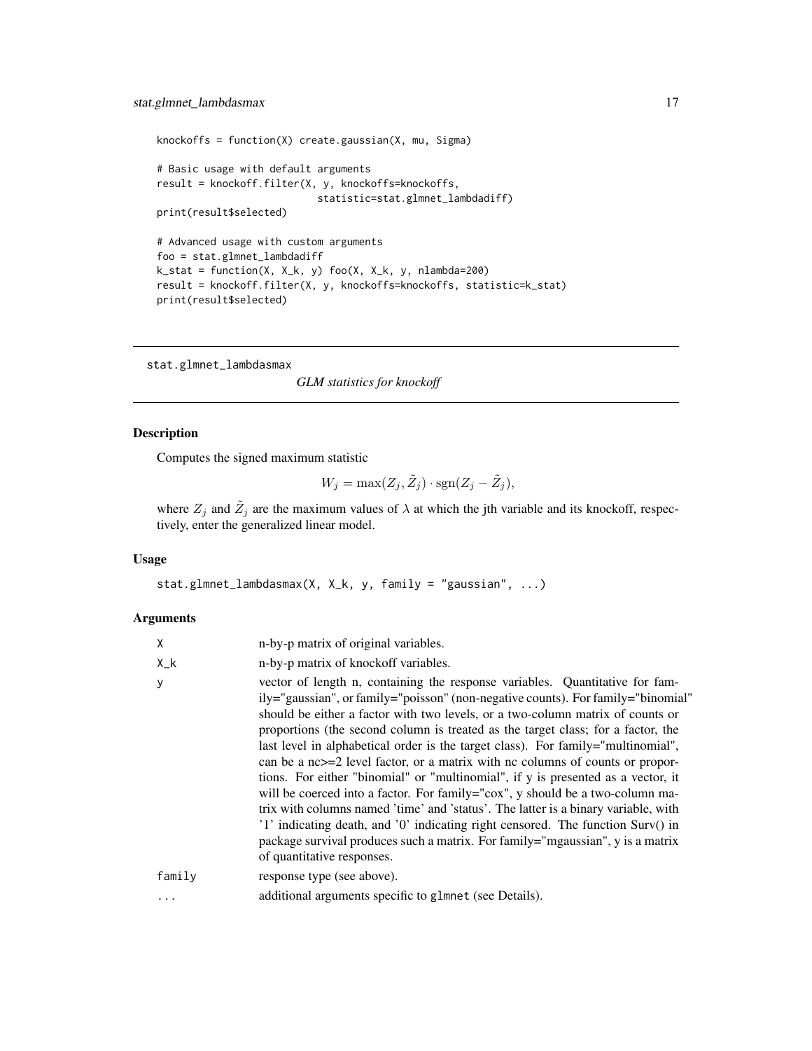```
knockoffs = function(X) create.gaussian(X, mu, Sigma)

# Basic usage with default arguments
result = knockoff.filter(X, y, knockoffs=knockoffs,
                         statistic=stat.glmnet_lambdadiff)
print(result$selected)

# Advanced usage with custom arguments
foo = stat.glmnet_lambdadiff
k_stat = function(X, X_k, y) foo(X, X_k, y, nlambda=200)
result = knockoff.filter(X, y, knockoffs=knockoffs, statistic=k_stat)
print(result$selected)
```

---

## stat.glmnet_lambdasmax    *GLM statistics for knockoff*

---

### Description

Computes the signed maximum statistic

$$W_j = \max(Z_j, \tilde{Z}_j) \cdot \mathrm{sgn}(Z_j - \tilde{Z}_j),$$

where $Z_j$ and $\tilde{Z}_j$ are the maximum values of $\lambda$ at which the jth variable and its knockoff, respectively, enter the generalized linear model.

### Usage

```
stat.glmnet_lambdasmax(X, X_k, y, family = "gaussian", ...)
```

### Arguments

| | |
|---|---|
| X | n-by-p matrix of original variables. |
| X_k | n-by-p matrix of knockoff variables. |
| y | vector of length n, containing the response variables. Quantitative for family="gaussian", or family="poisson" (non-negative counts). For family="binomial" should be either a factor with two levels, or a two-column matrix of counts or proportions (the second column is treated as the target class; for a factor, the last level in alphabetical order is the target class). For family="multinomial", can be a nc>=2 level factor, or a matrix with nc columns of counts or proportions. For either "binomial" or "multinomial", if y is presented as a vector, it will be coerced into a factor. For family="cox", y should be a two-column matrix with columns named 'time' and 'status'. The latter is a binary variable, with '1' indicating death, and '0' indicating right censored. The function Surv() in package survival produces such a matrix. For family="mgaussian", y is a matrix of quantitative responses. |
| family | response type (see above). |
| ... | additional arguments specific to glmnet (see Details). |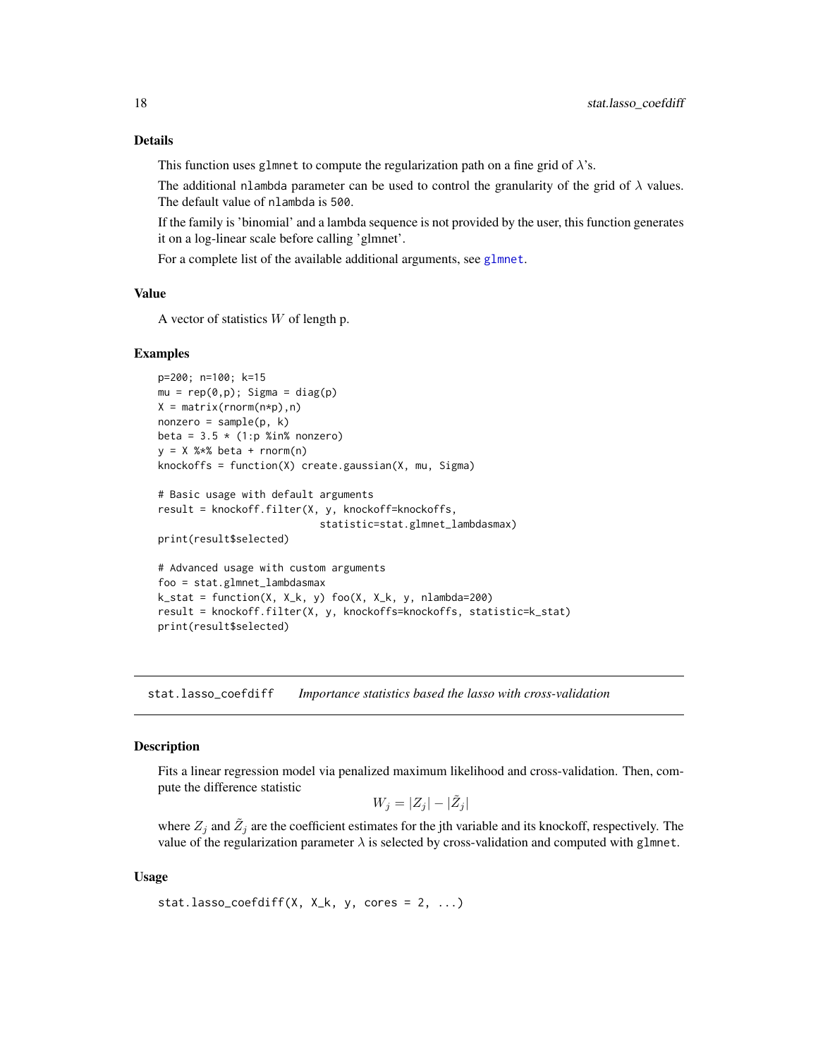### Details

This function uses glmnet to compute the regularization path on a fine grid of $\lambda$'s.

The additional nlambda parameter can be used to control the granularity of the grid of $\lambda$ values. The default value of nlambda is 500.

If the family is 'binomial' and a lambda sequence is not provided by the user, this function generates it on a log-linear scale before calling 'glmnet'.

For a complete list of the available additional arguments, see glmnet.

### Value

A vector of statistics $W$ of length p.

### Examples

```
p=200; n=100; k=15
mu = rep(0,p); Sigma = diag(p)
X = matrix(rnorm(n*p),n)
nonzero = sample(p, k)
beta = 3.5 * (1:p %in% nonzero)
y = X %*% beta + rnorm(n)
knockoffs = function(X) create.gaussian(X, mu, Sigma)

# Basic usage with default arguments
result = knockoff.filter(X, y, knockoff=knockoffs,
                           statistic=stat.glmnet_lambdasmax)
print(result$selected)

# Advanced usage with custom arguments
foo = stat.glmnet_lambdasmax
k_stat = function(X, X_k, y) foo(X, X_k, y, nlambda=200)
result = knockoff.filter(X, y, knockoffs=knockoffs, statistic=k_stat)
print(result$selected)
```

---

## stat.lasso_coefdiff *Importance statistics based the lasso with cross-validation*

### Description

Fits a linear regression model via penalized maximum likelihood and cross-validation. Then, compute the difference statistic

$$W_j = |Z_j| - |\tilde{Z}_j|$$

where $Z_j$ and $\tilde{Z}_j$ are the coefficient estimates for the jth variable and its knockoff, respectively. The value of the regularization parameter $\lambda$ is selected by cross-validation and computed with glmnet.

### Usage

```
stat.lasso_coefdiff(X, X_k, y, cores = 2, ...)
```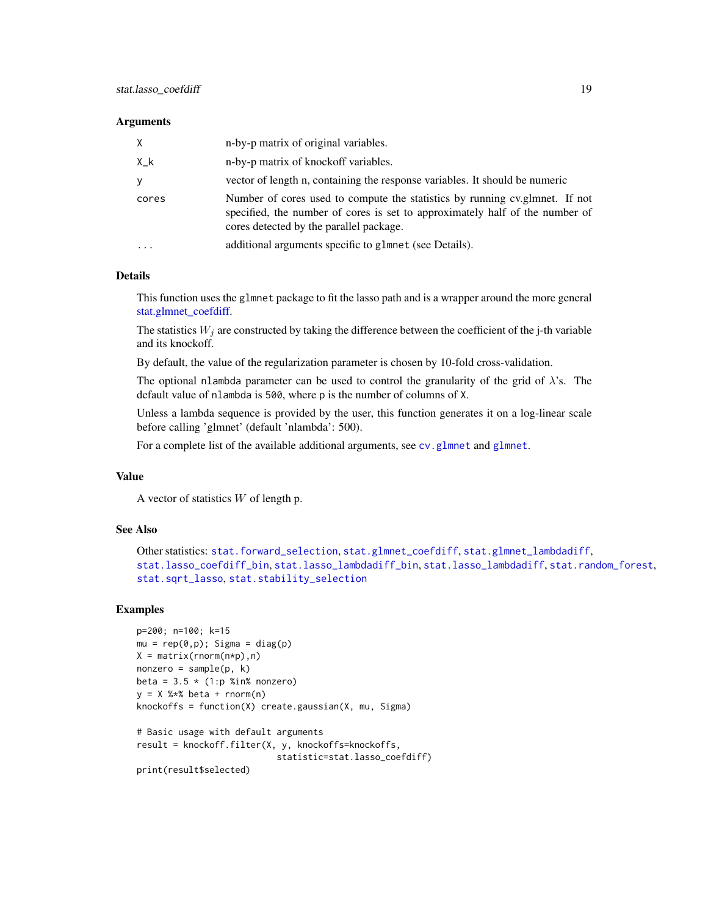### Arguments

| | |
|---|---|
| X | n-by-p matrix of original variables. |
| X_k | n-by-p matrix of knockoff variables. |
| y | vector of length n, containing the response variables. It should be numeric |
| cores | Number of cores used to compute the statistics by running cv.glmnet. If not specified, the number of cores is set to approximately half of the number of cores detected by the parallel package. |
| ... | additional arguments specific to `glmnet` (see Details). |

### Details

This function uses the `glmnet` package to fit the lasso path and is a wrapper around the more general stat.glmnet_coefdiff.

The statistics $W_j$ are constructed by taking the difference between the coefficient of the j-th variable and its knockoff.

By default, the value of the regularization parameter is chosen by 10-fold cross-validation.

The optional `nlambda` parameter can be used to control the granularity of the grid of $\lambda$'s. The default value of `nlambda` is `500`, where `p` is the number of columns of `X`.

Unless a lambda sequence is provided by the user, this function generates it on a log-linear scale before calling 'glmnet' (default 'nlambda': 500).

For a complete list of the available additional arguments, see `cv.glmnet` and `glmnet`.

### Value

A vector of statistics $W$ of length p.

### See Also

Other statistics: `stat.forward_selection`, `stat.glmnet_coefdiff`, `stat.glmnet_lambdadiff`, `stat.lasso_coefdiff_bin`, `stat.lasso_lambdadiff_bin`, `stat.lasso_lambdadiff`, `stat.random_forest`, `stat.sqrt_lasso`, `stat.stability_selection`

### Examples

```
p=200; n=100; k=15
mu = rep(0,p); Sigma = diag(p)
X = matrix(rnorm(n*p),n)
nonzero = sample(p, k)
beta = 3.5 * (1:p %in% nonzero)
y = X %*% beta + rnorm(n)
knockoffs = function(X) create.gaussian(X, mu, Sigma)

# Basic usage with default arguments
result = knockoff.filter(X, y, knockoffs=knockoffs,
                           statistic=stat.lasso_coefdiff)
print(result$selected)
```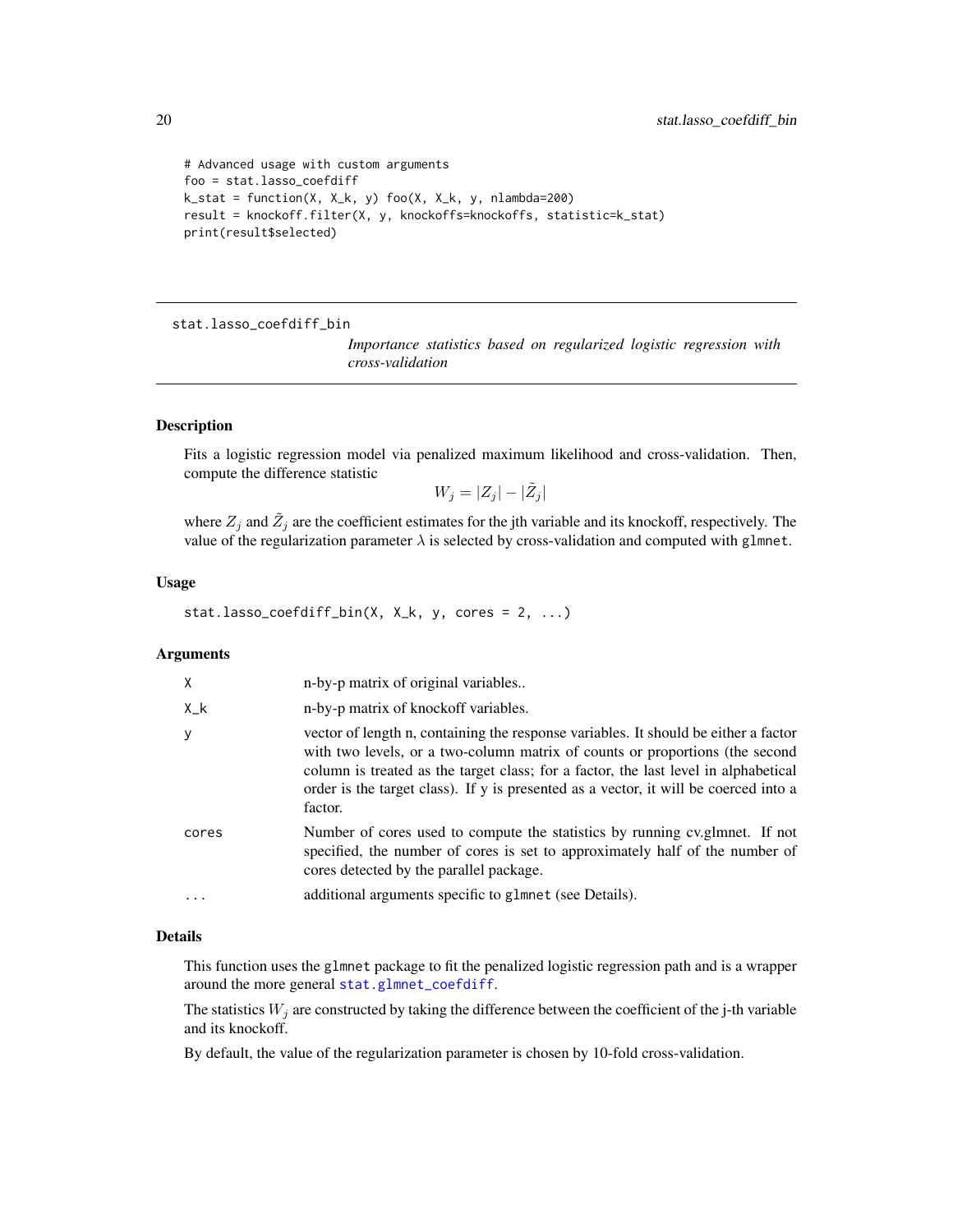```
# Advanced usage with custom arguments
foo = stat.lasso_coefdiff
k_stat = function(X, X_k, y) foo(X, X_k, y, nlambda=200)
result = knockoff.filter(X, y, knockoffs=knockoffs, statistic=k_stat)
print(result$selected)
```

---

## stat.lasso_coefdiff_bin

*Importance statistics based on regularized logistic regression with cross-validation*

---

### Description

Fits a logistic regression model via penalized maximum likelihood and cross-validation. Then, compute the difference statistic

$$W_j = |Z_j| - |\tilde{Z}_j|$$

where $Z_j$ and $\tilde{Z}_j$ are the coefficient estimates for the jth variable and its knockoff, respectively. The value of the regularization parameter $\lambda$ is selected by cross-validation and computed with `glmnet`.

### Usage

```
stat.lasso_coefdiff_bin(X, X_k, y, cores = 2, ...)
```

### Arguments

| | |
|---|---|
| `X` | n-by-p matrix of original variables.. |
| `X_k` | n-by-p matrix of knockoff variables. |
| `y` | vector of length n, containing the response variables. It should be either a factor with two levels, or a two-column matrix of counts or proportions (the second column is treated as the target class; for a factor, the last level in alphabetical order is the target class). If y is presented as a vector, it will be coerced into a factor. |
| `cores` | Number of cores used to compute the statistics by running cv.glmnet. If not specified, the number of cores is set to approximately half of the number of cores detected by the parallel package. |
| `...` | additional arguments specific to `glmnet` (see Details). |

### Details

This function uses the `glmnet` package to fit the penalized logistic regression path and is a wrapper around the more general `stat.glmnet_coefdiff`.

The statistics $W_j$ are constructed by taking the difference between the coefficient of the j-th variable and its knockoff.

By default, the value of the regularization parameter is chosen by 10-fold cross-validation.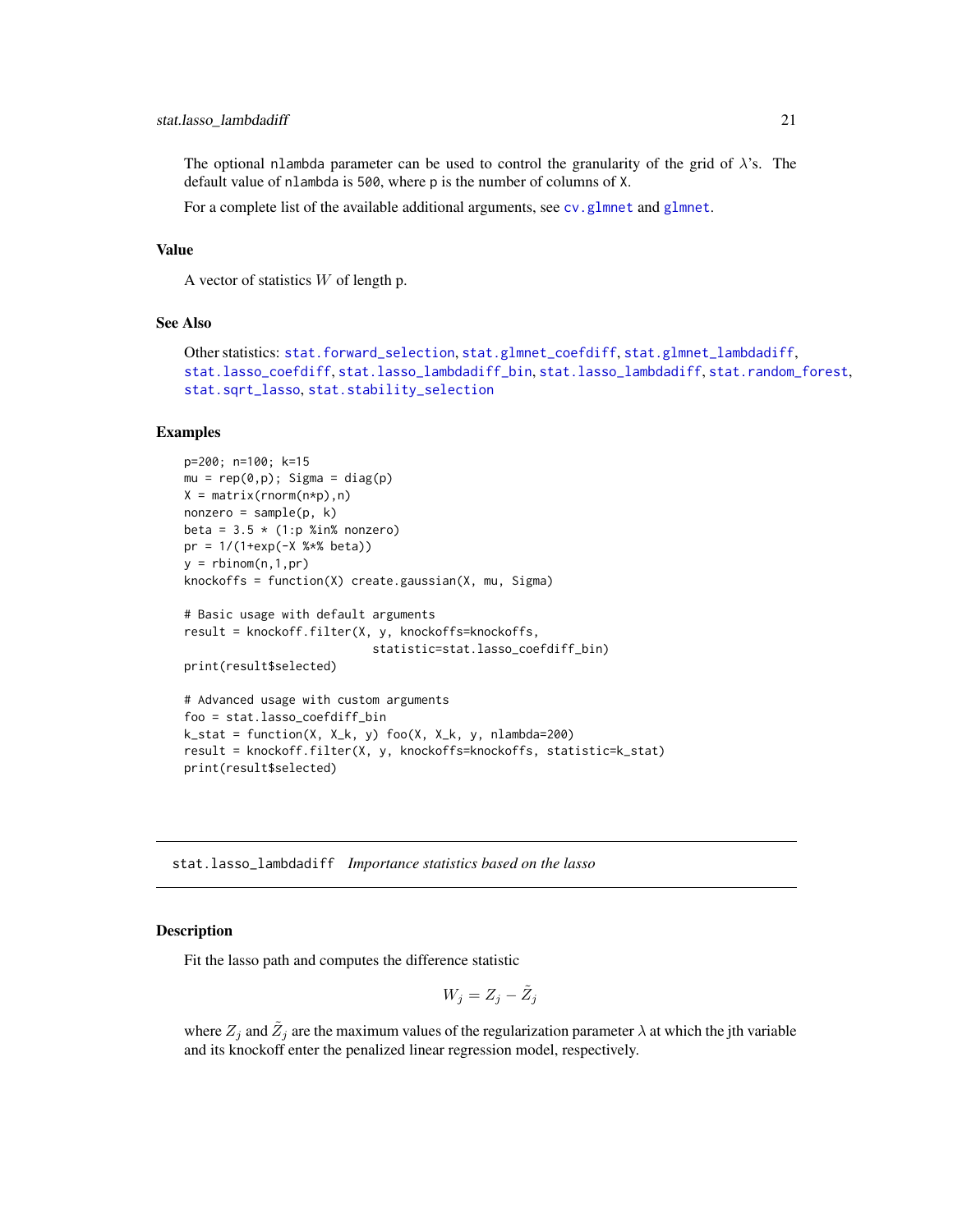The optional `nlambda` parameter can be used to control the granularity of the grid of $\lambda$'s. The default value of `nlambda` is `500`, where `p` is the number of columns of `X`.

For a complete list of the available additional arguments, see `cv.glmnet` and `glmnet`.

### Value

A vector of statistics $W$ of length p.

### See Also

Other statistics: `stat.forward_selection`, `stat.glmnet_coefdiff`, `stat.glmnet_lambdadiff`, `stat.lasso_coefdiff`, `stat.lasso_lambdadiff_bin`, `stat.lasso_lambdadiff`, `stat.random_forest`, `stat.sqrt_lasso`, `stat.stability_selection`

### Examples

```
p=200; n=100; k=15
mu = rep(0,p); Sigma = diag(p)
X = matrix(rnorm(n*p),n)
nonzero = sample(p, k)
beta = 3.5 * (1:p %in% nonzero)
pr = 1/(1+exp(-X %*% beta))
y = rbinom(n,1,pr)
knockoffs = function(X) create.gaussian(X, mu, Sigma)

# Basic usage with default arguments
result = knockoff.filter(X, y, knockoffs=knockoffs,
                         statistic=stat.lasso_coefdiff_bin)
print(result$selected)

# Advanced usage with custom arguments
foo = stat.lasso_coefdiff_bin
k_stat = function(X, X_k, y) foo(X, X_k, y, nlambda=200)
result = knockoff.filter(X, y, knockoffs=knockoffs, statistic=k_stat)
print(result$selected)
```

---

## `stat.lasso_lambdadiff` *Importance statistics based on the lasso*

### Description

Fit the lasso path and computes the difference statistic

$$W_j = Z_j - \tilde{Z}_j$$

where $Z_j$ and $\tilde{Z}_j$ are the maximum values of the regularization parameter $\lambda$ at which the jth variable and its knockoff enter the penalized linear regression model, respectively.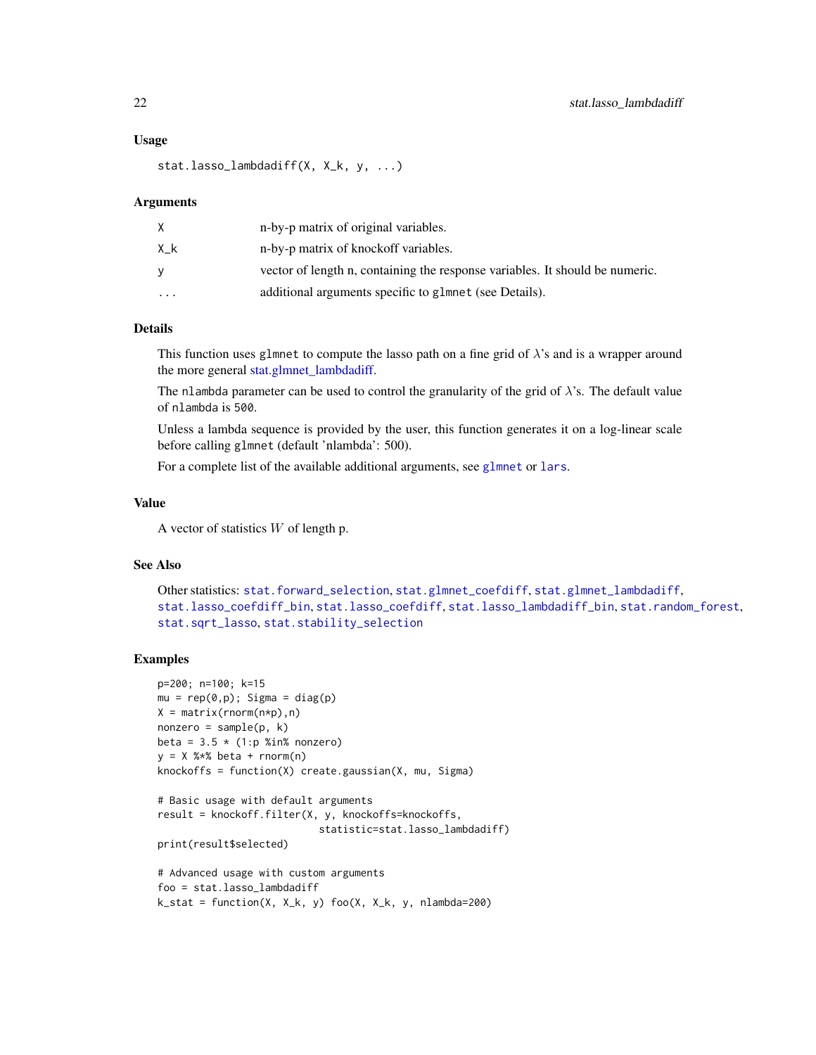### Usage

```
stat.lasso_lambdadiff(X, X_k, y, ...)
```

### Arguments

| | |
|---|---|
| X | n-by-p matrix of original variables. |
| X_k | n-by-p matrix of knockoff variables. |
| y | vector of length n, containing the response variables. It should be numeric. |
| ... | additional arguments specific to glmnet (see Details). |

### Details

This function uses glmnet to compute the lasso path on a fine grid of $\lambda$'s and is a wrapper around the more general stat.glmnet_lambdadiff.

The nlambda parameter can be used to control the granularity of the grid of $\lambda$'s. The default value of nlambda is 500.

Unless a lambda sequence is provided by the user, this function generates it on a log-linear scale before calling glmnet (default 'nlambda': 500).

For a complete list of the available additional arguments, see glmnet or lars.

### Value

A vector of statistics $W$ of length p.

### See Also

Other statistics: stat.forward_selection, stat.glmnet_coefdiff, stat.glmnet_lambdadiff, stat.lasso_coefdiff_bin, stat.lasso_coefdiff, stat.lasso_lambdadiff_bin, stat.random_forest, stat.sqrt_lasso, stat.stability_selection

### Examples

```
p=200; n=100; k=15
mu = rep(0,p); Sigma = diag(p)
X = matrix(rnorm(n*p),n)
nonzero = sample(p, k)
beta = 3.5 * (1:p %in% nonzero)
y = X %*% beta + rnorm(n)
knockoffs = function(X) create.gaussian(X, mu, Sigma)

# Basic usage with default arguments
result = knockoff.filter(X, y, knockoffs=knockoffs,
                           statistic=stat.lasso_lambdadiff)
print(result$selected)

# Advanced usage with custom arguments
foo = stat.lasso_lambdadiff
k_stat = function(X, X_k, y) foo(X, X_k, y, nlambda=200)
```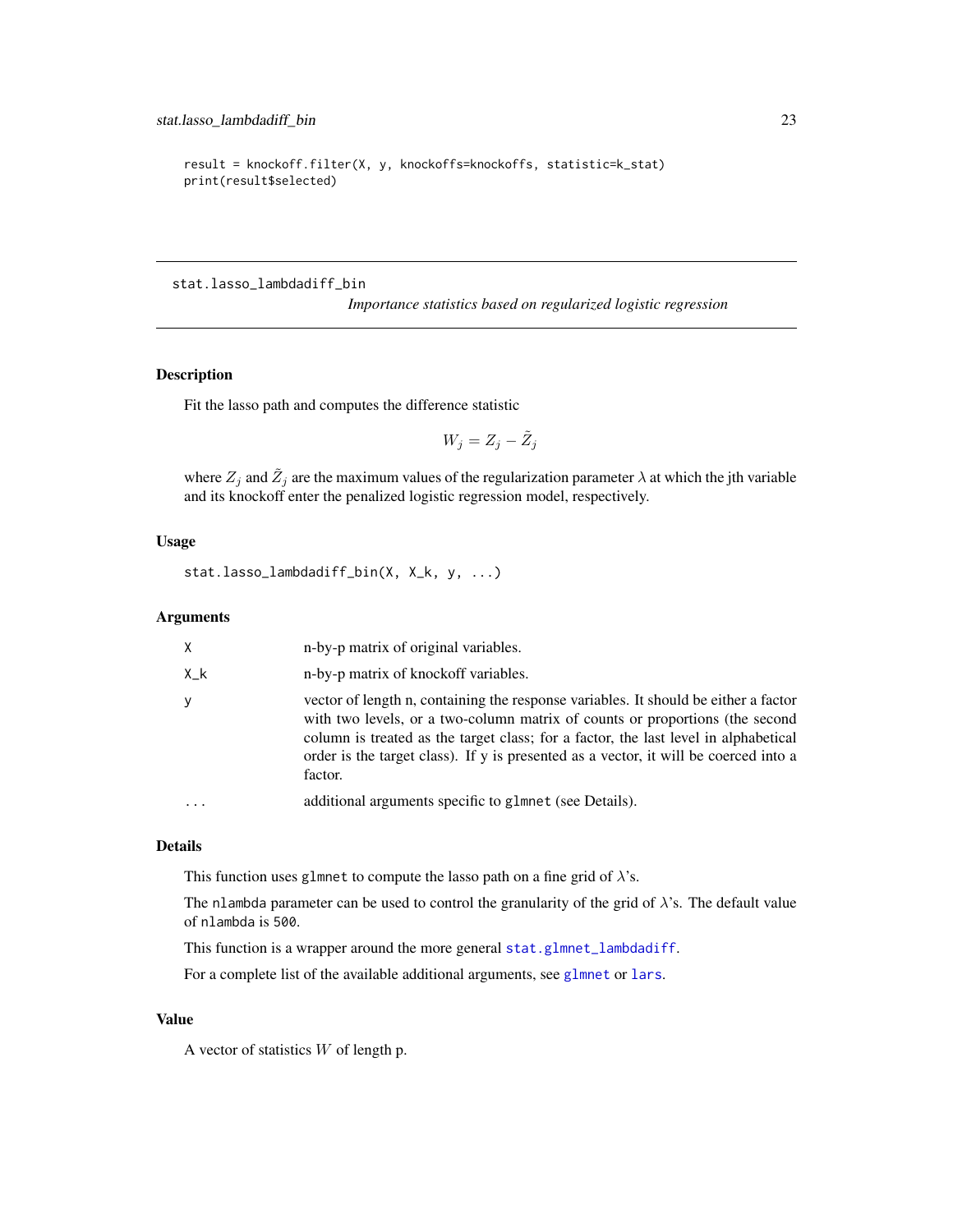```
result = knockoff.filter(X, y, knockoffs=knockoffs, statistic=k_stat)
print(result$selected)
```

---

## stat.lasso_lambdadiff_bin

*Importance statistics based on regularized logistic regression*

---

### Description

Fit the lasso path and computes the difference statistic

$$W_j = Z_j - \tilde{Z}_j$$

where $Z_j$ and $\tilde{Z}_j$ are the maximum values of the regularization parameter $\lambda$ at which the jth variable and its knockoff enter the penalized logistic regression model, respectively.

### Usage

```
stat.lasso_lambdadiff_bin(X, X_k, y, ...)
```

### Arguments

| | |
|---|---|
| X | n-by-p matrix of original variables. |
| X_k | n-by-p matrix of knockoff variables. |
| y | vector of length n, containing the response variables. It should be either a factor with two levels, or a two-column matrix of counts or proportions (the second column is treated as the target class; for a factor, the last level in alphabetical order is the target class). If y is presented as a vector, it will be coerced into a factor. |
| ... | additional arguments specific to glmnet (see Details). |

### Details

This function uses glmnet to compute the lasso path on a fine grid of $\lambda$'s.

The nlambda parameter can be used to control the granularity of the grid of $\lambda$'s. The default value of nlambda is 500.

This function is a wrapper around the more general stat.glmnet_lambdadiff.

For a complete list of the available additional arguments, see glmnet or lars.

### Value

A vector of statistics $W$ of length p.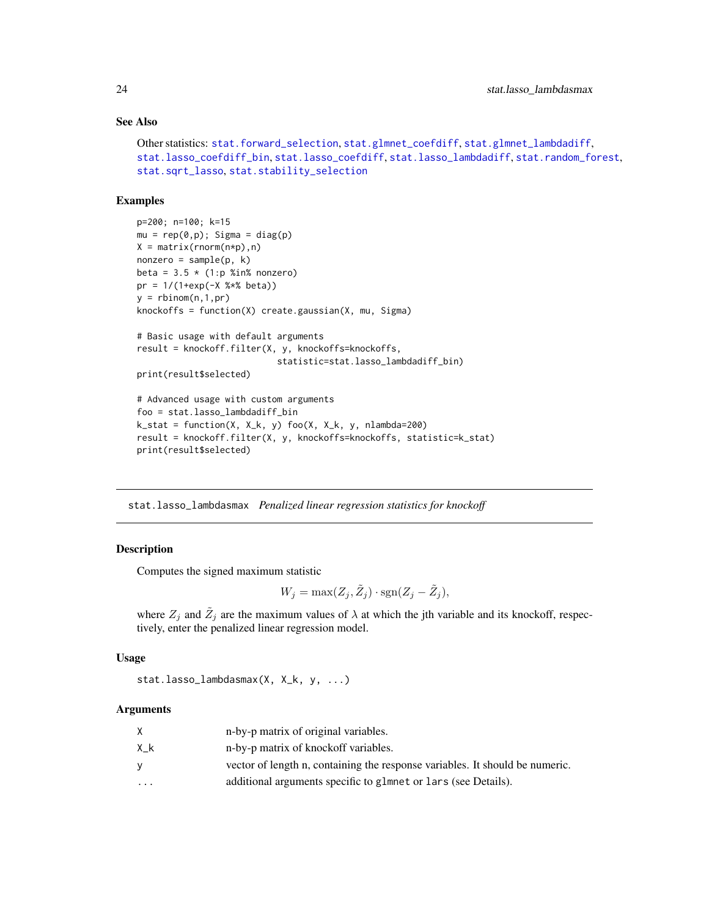## See Also

Other statistics: stat.forward_selection, stat.glmnet_coefdiff, stat.glmnet_lambdadiff, stat.lasso_coefdiff_bin, stat.lasso_coefdiff, stat.lasso_lambdadiff, stat.random_forest, stat.sqrt_lasso, stat.stability_selection

## Examples

```
p=200; n=100; k=15
mu = rep(0,p); Sigma = diag(p)
X = matrix(rnorm(n*p),n)
nonzero = sample(p, k)
beta = 3.5 * (1:p %in% nonzero)
pr = 1/(1+exp(-X %*% beta))
y = rbinom(n,1,pr)
knockoffs = function(X) create.gaussian(X, mu, Sigma)

# Basic usage with default arguments
result = knockoff.filter(X, y, knockoffs=knockoffs,
                         statistic=stat.lasso_lambdadiff_bin)
print(result$selected)

# Advanced usage with custom arguments
foo = stat.lasso_lambdadiff_bin
k_stat = function(X, X_k, y) foo(X, X_k, y, nlambda=200)
result = knockoff.filter(X, y, knockoffs=knockoffs, statistic=k_stat)
print(result$selected)
```

---

# stat.lasso_lambdasmax *Penalized linear regression statistics for knockoff*

## Description

Computes the signed maximum statistic

$$W_j = \max(Z_j, \tilde{Z}_j) \cdot \mathrm{sgn}(Z_j - \tilde{Z}_j),$$

where $Z_j$ and $\tilde{Z}_j$ are the maximum values of $\lambda$ at which the jth variable and its knockoff, respectively, enter the penalized linear regression model.

## Usage

```
stat.lasso_lambdasmax(X, X_k, y, ...)
```

## Arguments

| | |
|---|---|
| X | n-by-p matrix of original variables. |
| X_k | n-by-p matrix of knockoff variables. |
| y | vector of length n, containing the response variables. It should be numeric. |
| ... | additional arguments specific to glmnet or lars (see Details). |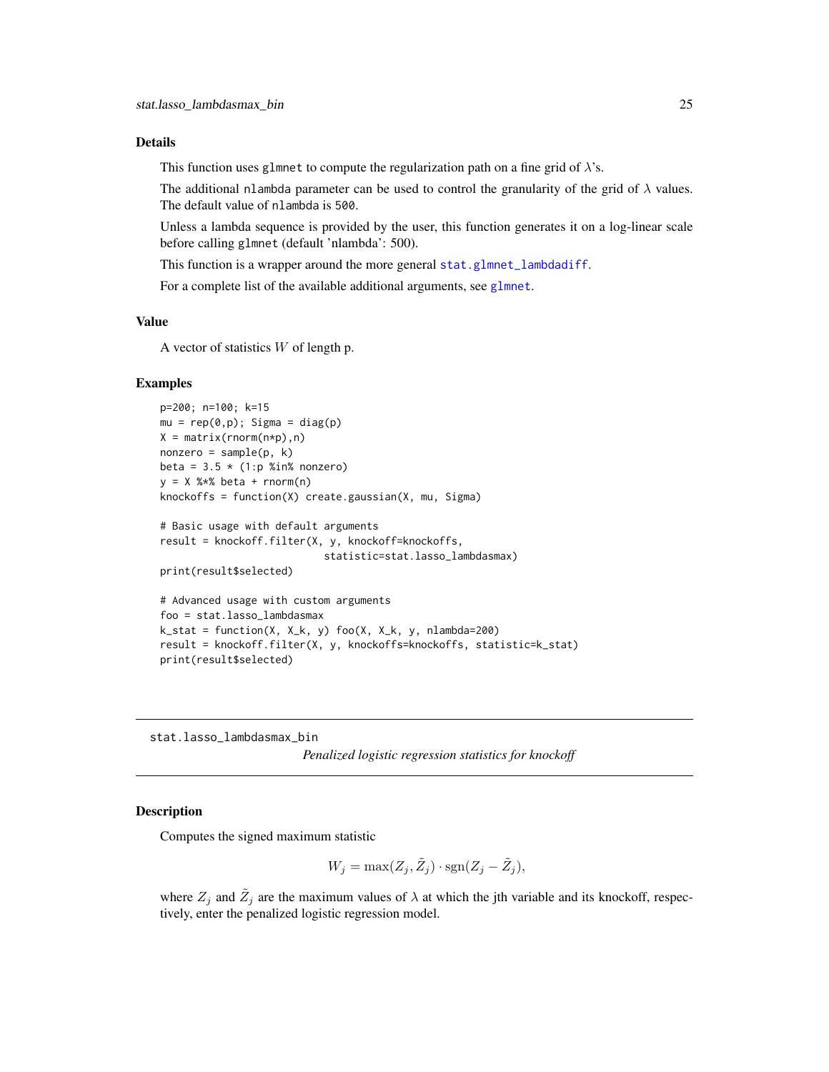## Details

This function uses glmnet to compute the regularization path on a fine grid of $\lambda$'s.

The additional nlambda parameter can be used to control the granularity of the grid of $\lambda$ values. The default value of nlambda is 500.

Unless a lambda sequence is provided by the user, this function generates it on a log-linear scale before calling glmnet (default 'nlambda': 500).

This function is a wrapper around the more general stat.glmnet_lambdadiff.

For a complete list of the available additional arguments, see glmnet.

## Value

A vector of statistics $W$ of length p.

## Examples

```
p=200; n=100; k=15
mu = rep(0,p); Sigma = diag(p)
X = matrix(rnorm(n*p),n)
nonzero = sample(p, k)
beta = 3.5 * (1:p %in% nonzero)
y = X %*% beta + rnorm(n)
knockoffs = function(X) create.gaussian(X, mu, Sigma)

# Basic usage with default arguments
result = knockoff.filter(X, y, knockoff=knockoffs,
                           statistic=stat.lasso_lambdasmax)
print(result$selected)

# Advanced usage with custom arguments
foo = stat.lasso_lambdasmax
k_stat = function(X, X_k, y) foo(X, X_k, y, nlambda=200)
result = knockoff.filter(X, y, knockoffs=knockoffs, statistic=k_stat)
print(result$selected)
```

---

stat.lasso_lambdasmax_bin *Penalized logistic regression statistics for knockoff*

---

## Description

Computes the signed maximum statistic

$$W_j = \max(Z_j, \tilde{Z}_j) \cdot \mathrm{sgn}(Z_j - \tilde{Z}_j),$$

where $Z_j$ and $\tilde{Z}_j$ are the maximum values of $\lambda$ at which the jth variable and its knockoff, respectively, enter the penalized logistic regression model.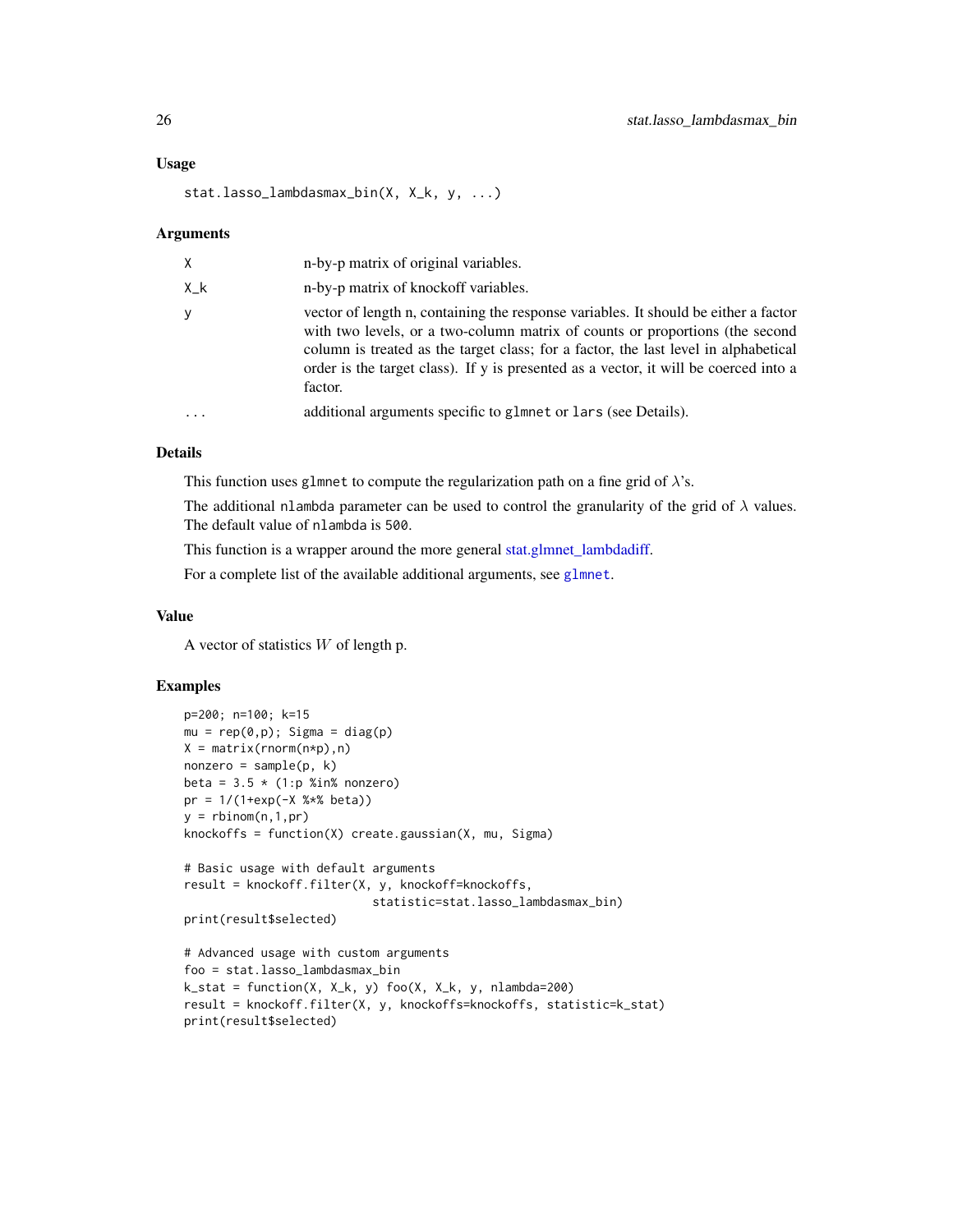## Usage

```
stat.lasso_lambdasmax_bin(X, X_k, y, ...)
```

## Arguments

| | |
|---|---|
| X | n-by-p matrix of original variables. |
| X_k | n-by-p matrix of knockoff variables. |
| y | vector of length n, containing the response variables. It should be either a factor with two levels, or a two-column matrix of counts or proportions (the second column is treated as the target class; for a factor, the last level in alphabetical order is the target class). If y is presented as a vector, it will be coerced into a factor. |
| ... | additional arguments specific to glmnet or lars (see Details). |

## Details

This function uses glmnet to compute the regularization path on a fine grid of $\lambda$'s.

The additional nlambda parameter can be used to control the granularity of the grid of $\lambda$ values. The default value of nlambda is 500.

This function is a wrapper around the more general stat.glmnet_lambdadiff.

For a complete list of the available additional arguments, see glmnet.

## Value

A vector of statistics $W$ of length p.

## Examples

```
p=200; n=100; k=15
mu = rep(0,p); Sigma = diag(p)
X = matrix(rnorm(n*p),n)
nonzero = sample(p, k)
beta = 3.5 * (1:p %in% nonzero)
pr = 1/(1+exp(-X %*% beta))
y = rbinom(n,1,pr)
knockoffs = function(X) create.gaussian(X, mu, Sigma)

# Basic usage with default arguments
result = knockoff.filter(X, y, knockoff=knockoffs,
                           statistic=stat.lasso_lambdasmax_bin)
print(result$selected)

# Advanced usage with custom arguments
foo = stat.lasso_lambdasmax_bin
k_stat = function(X, X_k, y) foo(X, X_k, y, nlambda=200)
result = knockoff.filter(X, y, knockoffs=knockoffs, statistic=k_stat)
print(result$selected)
```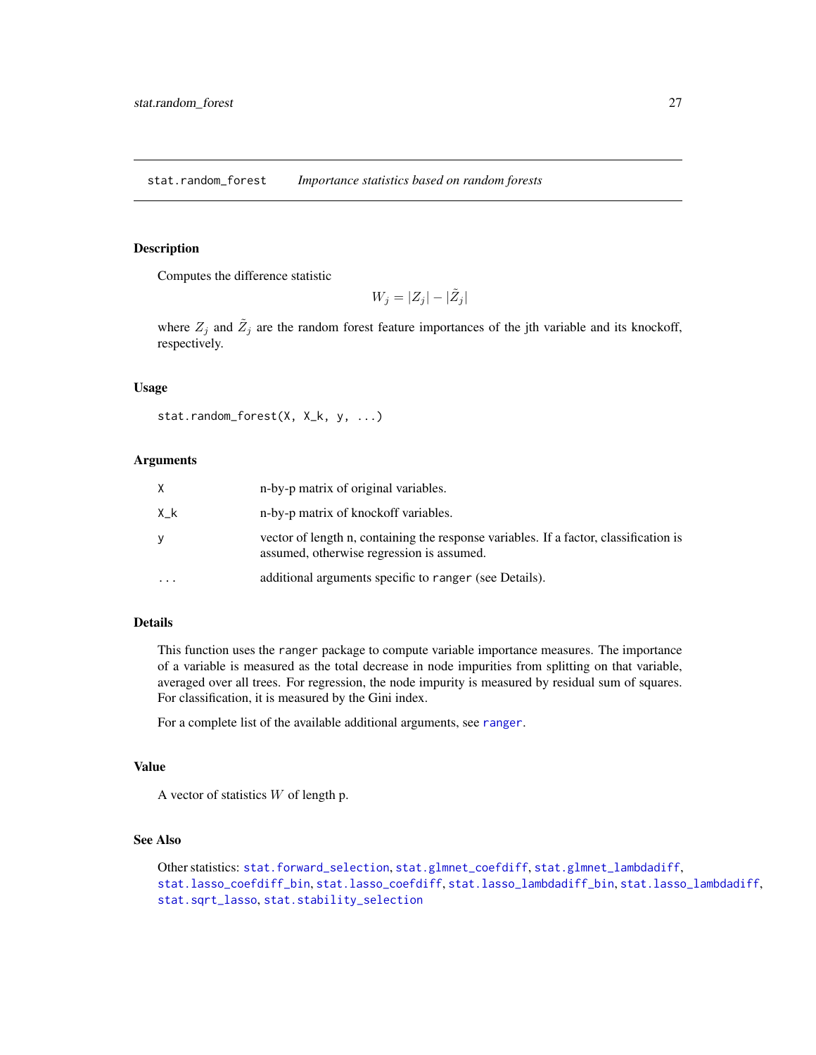## stat.random_forest    *Importance statistics based on random forests*

### Description

Computes the difference statistic

$$W_j = |Z_j| - |\tilde{Z}_j|$$

where $Z_j$ and $\tilde{Z}_j$ are the random forest feature importances of the jth variable and its knockoff, respectively.

### Usage

```
stat.random_forest(X, X_k, y, ...)
```

### Arguments

| | |
|---|---|
| X | n-by-p matrix of original variables. |
| X_k | n-by-p matrix of knockoff variables. |
| y | vector of length n, containing the response variables. If a factor, classification is assumed, otherwise regression is assumed. |
| ... | additional arguments specific to `ranger` (see Details). |

### Details

This function uses the `ranger` package to compute variable importance measures. The importance of a variable is measured as the total decrease in node impurities from splitting on that variable, averaged over all trees. For regression, the node impurity is measured by residual sum of squares. For classification, it is measured by the Gini index.

For a complete list of the available additional arguments, see `ranger`.

### Value

A vector of statistics $W$ of length p.

### See Also

Other statistics: `stat.forward_selection`, `stat.glmnet_coefdiff`, `stat.glmnet_lambdadiff`, `stat.lasso_coefdiff_bin`, `stat.lasso_coefdiff`, `stat.lasso_lambdadiff_bin`, `stat.lasso_lambdadiff`, `stat.sqrt_lasso`, `stat.stability_selection`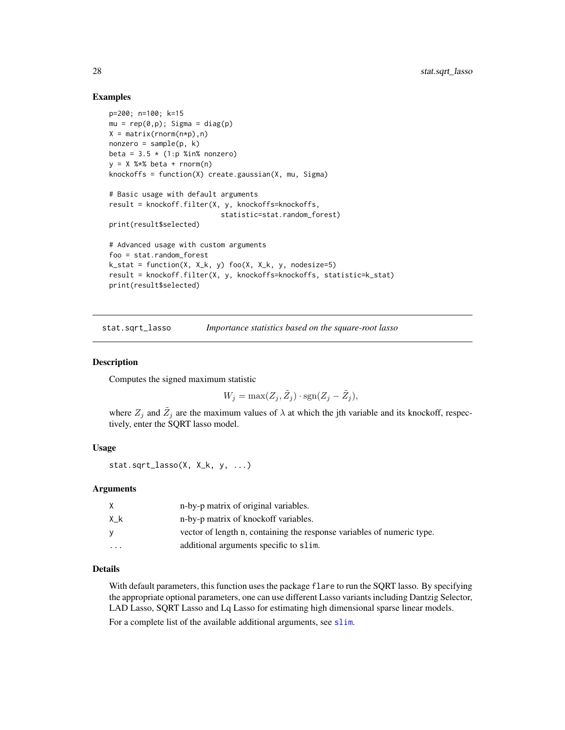## Examples

```
p=200; n=100; k=15
mu = rep(0,p); Sigma = diag(p)
X = matrix(rnorm(n*p),n)
nonzero = sample(p, k)
beta = 3.5 * (1:p %in% nonzero)
y = X %*% beta + rnorm(n)
knockoffs = function(X) create.gaussian(X, mu, Sigma)

# Basic usage with default arguments
result = knockoff.filter(X, y, knockoffs=knockoffs,
                         statistic=stat.random_forest)
print(result$selected)

# Advanced usage with custom arguments
foo = stat.random_forest
k_stat = function(X, X_k, y) foo(X, X_k, y, nodesize=5)
result = knockoff.filter(X, y, knockoffs=knockoffs, statistic=k_stat)
print(result$selected)
```

---

# stat.sqrt_lasso *Importance statistics based on the square-root lasso*

## Description

Computes the signed maximum statistic

$$W_j = \max(Z_j, \tilde{Z}_j) \cdot \mathrm{sgn}(Z_j - \tilde{Z}_j),$$

where $Z_j$ and $\tilde{Z}_j$ are the maximum values of $\lambda$ at which the jth variable and its knockoff, respectively, enter the SQRT lasso model.

## Usage

```
stat.sqrt_lasso(X, X_k, y, ...)
```

## Arguments

| | |
|---|---|
| X | n-by-p matrix of original variables. |
| X_k | n-by-p matrix of knockoff variables. |
| y | vector of length n, containing the response variables of numeric type. |
| ... | additional arguments specific to slim. |

## Details

With default parameters, this function uses the package flare to run the SQRT lasso. By specifying the appropriate optional parameters, one can use different Lasso variants including Dantzig Selector, LAD Lasso, SQRT Lasso and Lq Lasso for estimating high dimensional sparse linear models.

For a complete list of the available additional arguments, see slim.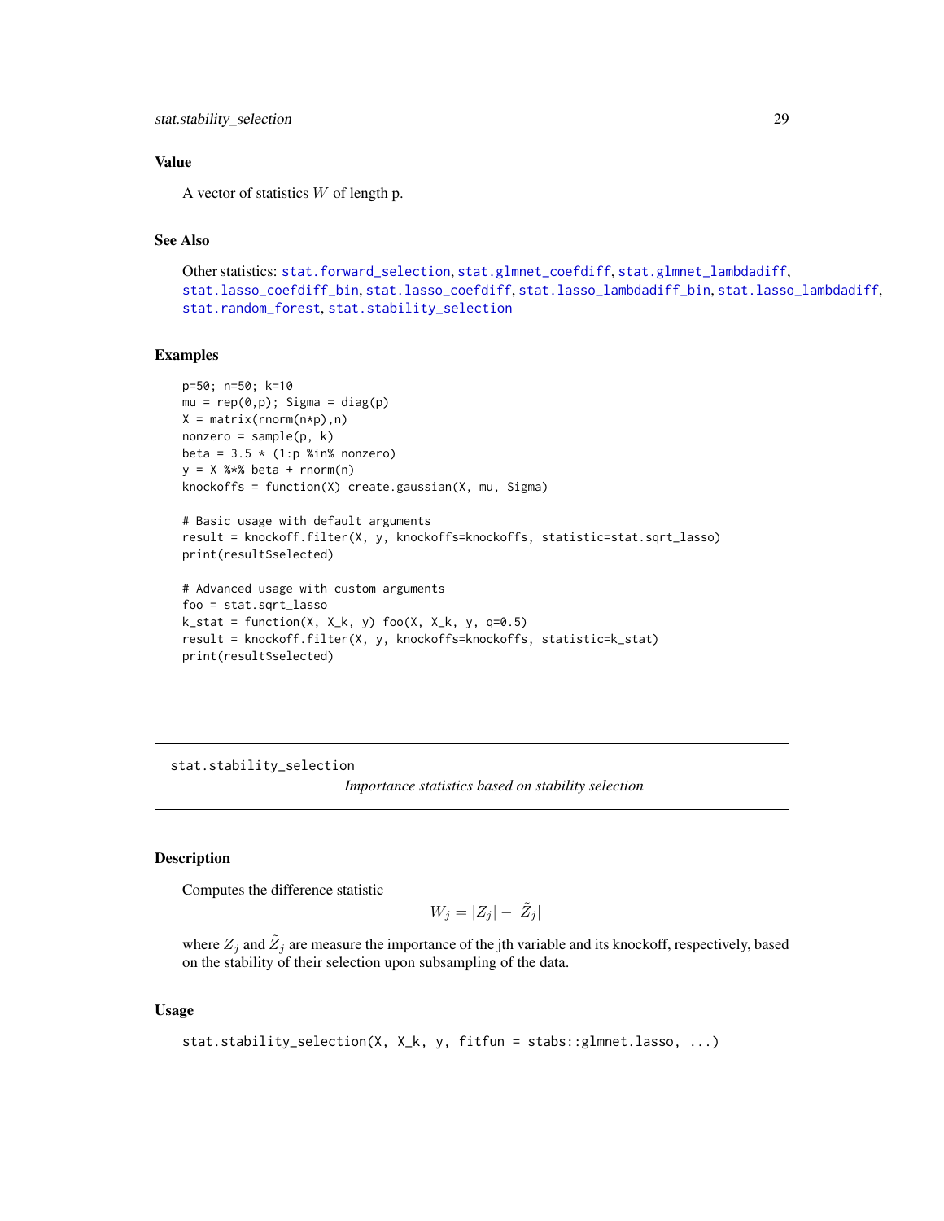## Value

A vector of statistics $W$ of length p.

## See Also

Other statistics: stat.forward_selection, stat.glmnet_coefdiff, stat.glmnet_lambdadiff, stat.lasso_coefdiff_bin, stat.lasso_coefdiff, stat.lasso_lambdadiff_bin, stat.lasso_lambdadiff, stat.random_forest, stat.stability_selection

## Examples

```
p=50; n=50; k=10
mu = rep(0,p); Sigma = diag(p)
X = matrix(rnorm(n*p),n)
nonzero = sample(p, k)
beta = 3.5 * (1:p %in% nonzero)
y = X %*% beta + rnorm(n)
knockoffs = function(X) create.gaussian(X, mu, Sigma)

# Basic usage with default arguments
result = knockoff.filter(X, y, knockoffs=knockoffs, statistic=stat.sqrt_lasso)
print(result$selected)

# Advanced usage with custom arguments
foo = stat.sqrt_lasso
k_stat = function(X, X_k, y) foo(X, X_k, y, q=0.5)
result = knockoff.filter(X, y, knockoffs=knockoffs, statistic=k_stat)
print(result$selected)
```

---

# stat.stability_selection

*Importance statistics based on stability selection*

## Description

Computes the difference statistic

$$W_j = |Z_j| - |\tilde{Z}_j|$$

where $Z_j$ and $\tilde{Z}_j$ are measure the importance of the jth variable and its knockoff, respectively, based on the stability of their selection upon subsampling of the data.

## Usage

```
stat.stability_selection(X, X_k, y, fitfun = stabs::glmnet.lasso, ...)
```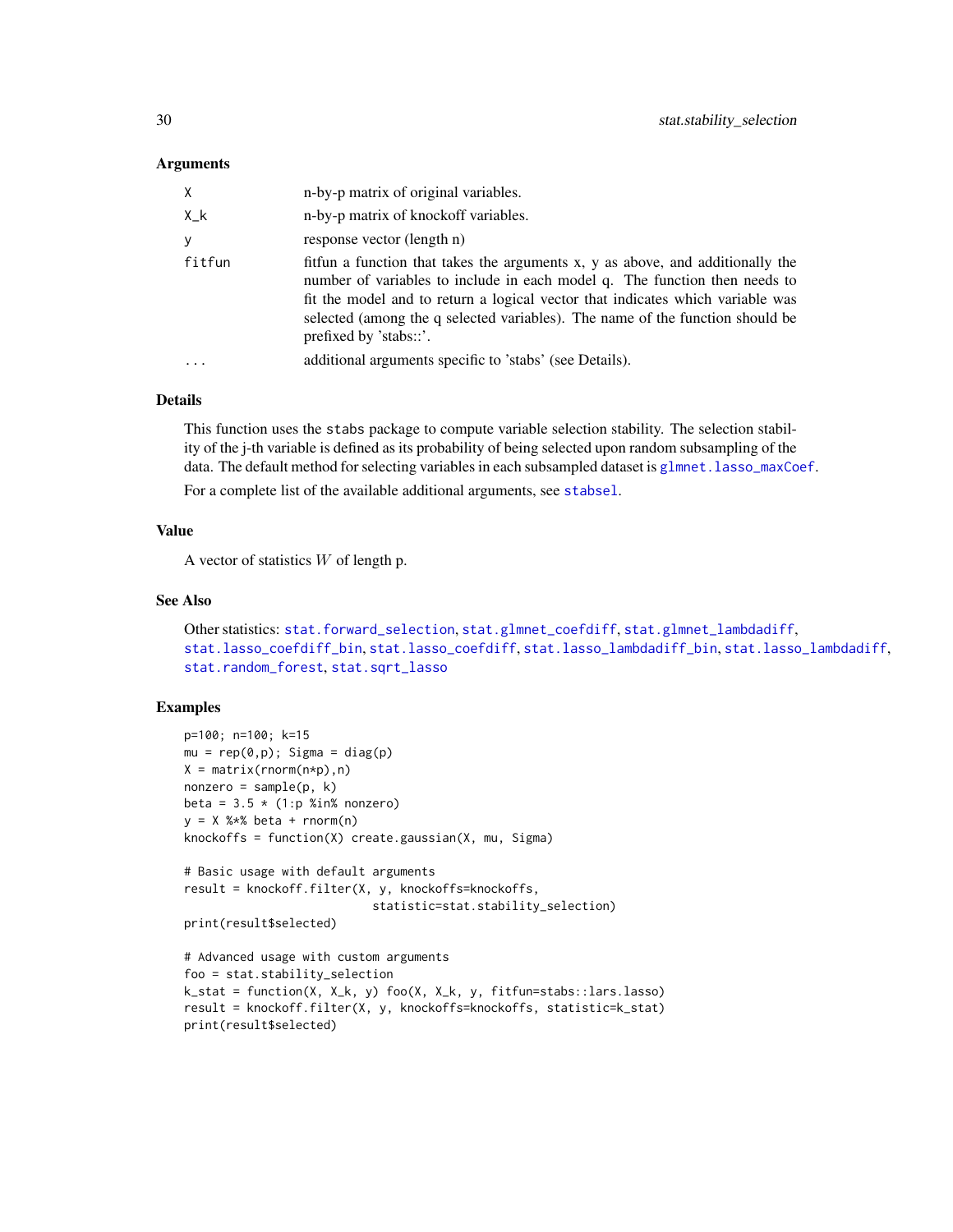### Arguments

| | |
|---|---|
| X | n-by-p matrix of original variables. |
| X_k | n-by-p matrix of knockoff variables. |
| y | response vector (length n) |
| fitfun | fitfun a function that takes the arguments x, y as above, and additionally the number of variables to include in each model q. The function then needs to fit the model and to return a logical vector that indicates which variable was selected (among the q selected variables). The name of the function should be prefixed by 'stabs::'. |
| ... | additional arguments specific to 'stabs' (see Details). |

### Details

This function uses the stabs package to compute variable selection stability. The selection stability of the j-th variable is defined as its probability of being selected upon random subsampling of the data. The default method for selecting variables in each subsampled dataset is glmnet.lasso_maxCoef.

For a complete list of the available additional arguments, see stabsel.

### Value

A vector of statistics $W$ of length p.

### See Also

Other statistics: stat.forward_selection, stat.glmnet_coefdiff, stat.glmnet_lambdadiff, stat.lasso_coefdiff_bin, stat.lasso_coefdiff, stat.lasso_lambdadiff_bin, stat.lasso_lambdadiff, stat.random_forest, stat.sqrt_lasso

### Examples

```
p=100; n=100; k=15
mu = rep(0,p); Sigma = diag(p)
X = matrix(rnorm(n*p),n)
nonzero = sample(p, k)
beta = 3.5 * (1:p %in% nonzero)
y = X %*% beta + rnorm(n)
knockoffs = function(X) create.gaussian(X, mu, Sigma)

# Basic usage with default arguments
result = knockoff.filter(X, y, knockoffs=knockoffs,
                           statistic=stat.stability_selection)
print(result$selected)

# Advanced usage with custom arguments
foo = stat.stability_selection
k_stat = function(X, X_k, y) foo(X, X_k, y, fitfun=stabs::lars.lasso)
result = knockoff.filter(X, y, knockoffs=knockoffs, statistic=k_stat)
print(result$selected)
```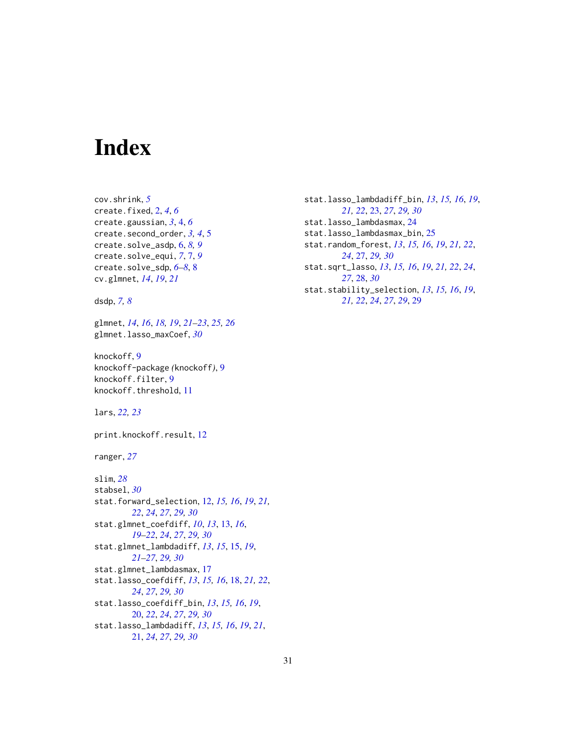# Index

cov.shrink, *5*
create.fixed, 2, *4*, *6*
create.gaussian, *3*, 4, *6*
create.second_order, *3*, *4*, 5
create.solve_asdp, 6, *8*, *9*
create.solve_equi, *7*, 7, *9*
create.solve_sdp, *6–8*, 8
cv.glmnet, *14*, *19*, *21*

dsdp, *7*, *8*

glmnet, *14*, *16*, *18*, *19*, *21–23*, *25*, *26*
glmnet.lasso_maxCoef, *30*

knockoff, 9
knockoff-package *(*knockoff*)*, 9
knockoff.filter, 9
knockoff.threshold, 11

lars, *22*, *23*

print.knockoff.result, 12

ranger, *27*

slim, *28*
stabsel, *30*
stat.forward_selection, 12, *15*, *16*, *19*, *21*, *22*, *24*, *27*, *29*, *30*
stat.glmnet_coefdiff, *10*, *13*, 13, *16*, *19–22*, *24*, *27*, *29*, *30*
stat.glmnet_lambdadiff, *13*, *15*, 15, *19*, *21–27*, *29*, *30*
stat.glmnet_lambdasmax, 17
stat.lasso_coefdiff, *13*, *15*, *16*, 18, *21*, *22*, *24*, *27*, *29*, *30*
stat.lasso_coefdiff_bin, *13*, *15*, *16*, *19*, 20, *22*, *24*, *27*, *29*, *30*
stat.lasso_lambdadiff, *13*, *15*, *16*, *19*, *21*, 21, *24*, *27*, *29*, *30*
stat.lasso_lambdadiff_bin, *13*, *15*, *16*, *19*, *21*, *22*, 23, *27*, *29*, *30*
stat.lasso_lambdasmax, 24
stat.lasso_lambdasmax_bin, 25
stat.random_forest, *13*, *15*, *16*, *19*, *21*, *22*, *24*, 27, *29*, *30*
stat.sqrt_lasso, *13*, *15*, *16*, *19*, *21*, *22*, *24*, *27*, 28, *30*
stat.stability_selection, *13*, *15*, *16*, *19*, *21*, *22*, *24*, *27*, *29*, 29